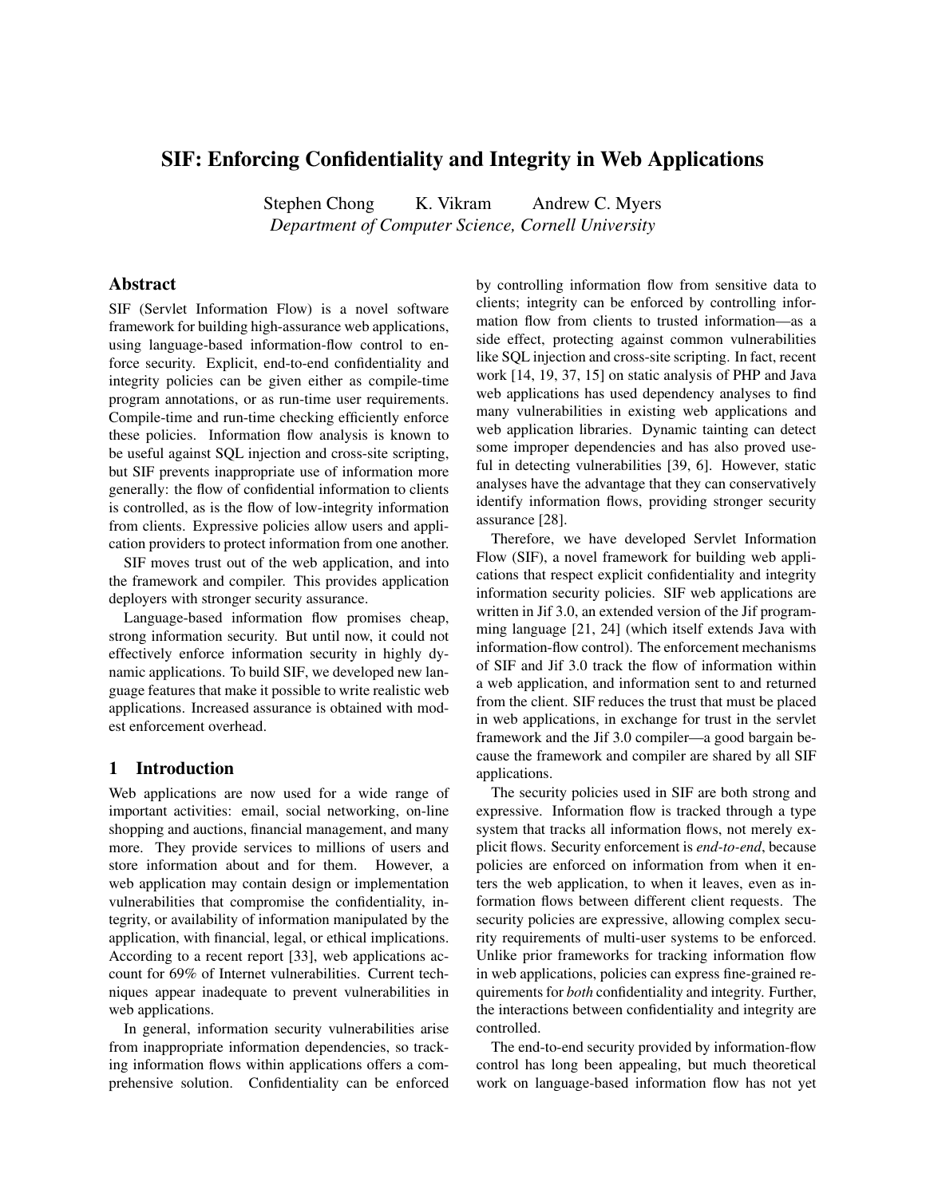# SIF: Enforcing Confidentiality and Integrity in Web Applications

Stephen Chong K. Vikram Andrew C. Myers
*Department of Computer Science, Cornell University*

## Abstract

SIF (Servlet Information Flow) is a novel software framework for building high-assurance web applications, using language-based information-flow control to enforce security. Explicit, end-to-end confidentiality and integrity policies can be given either as compile-time program annotations, or as run-time user requirements. Compile-time and run-time checking efficiently enforce these policies. Information flow analysis is known to be useful against SQL injection and cross-site scripting, but SIF prevents inappropriate use of information more generally: the flow of confidential information to clients is controlled, as is the flow of low-integrity information from clients. Expressive policies allow users and application providers to protect information from one another.

SIF moves trust out of the web application, and into the framework and compiler. This provides application deployers with stronger security assurance.

Language-based information flow promises cheap, strong information security. But until now, it could not effectively enforce information security in highly dynamic applications. To build SIF, we developed new language features that make it possible to write realistic web applications. Increased assurance is obtained with modest enforcement overhead.

## 1 Introduction

Web applications are now used for a wide range of important activities: email, social networking, on-line shopping and auctions, financial management, and many more. They provide services to millions of users and store information about and for them. However, a web application may contain design or implementation vulnerabilities that compromise the confidentiality, integrity, or availability of information manipulated by the application, with financial, legal, or ethical implications. According to a recent report [33], web applications account for 69% of Internet vulnerabilities. Current techniques appear inadequate to prevent vulnerabilities in web applications.

In general, information security vulnerabilities arise from inappropriate information dependencies, so tracking information flows within applications offers a comprehensive solution. Confidentiality can be enforced by controlling information flow from sensitive data to clients; integrity can be enforced by controlling information flow from clients to trusted information—as a side effect, protecting against common vulnerabilities like SQL injection and cross-site scripting. In fact, recent work [14, 19, 37, 15] on static analysis of PHP and Java web applications has used dependency analyses to find many vulnerabilities in existing web applications and web application libraries. Dynamic tainting can detect some improper dependencies and has also proved useful in detecting vulnerabilities [39, 6]. However, static analyses have the advantage that they can conservatively identify information flows, providing stronger security assurance [28].

Therefore, we have developed Servlet Information Flow (SIF), a novel framework for building web applications that respect explicit confidentiality and integrity information security policies. SIF web applications are written in Jif 3.0, an extended version of the Jif programming language [21, 24] (which itself extends Java with information-flow control). The enforcement mechanisms of SIF and Jif 3.0 track the flow of information within a web application, and information sent to and returned from the client. SIF reduces the trust that must be placed in web applications, in exchange for trust in the servlet framework and the Jif 3.0 compiler—a good bargain because the framework and compiler are shared by all SIF applications.

The security policies used in SIF are both strong and expressive. Information flow is tracked through a type system that tracks all information flows, not merely explicit flows. Security enforcement is *end-to-end*, because policies are enforced on information from when it enters the web application, to when it leaves, even as information flows between different client requests. The security policies are expressive, allowing complex security requirements of multi-user systems to be enforced. Unlike prior frameworks for tracking information flow in web applications, policies can express fine-grained requirements for *both* confidentiality and integrity. Further, the interactions between confidentiality and integrity are controlled.

The end-to-end security provided by information-flow control has long been appealing, but much theoretical work on language-based information flow has not yet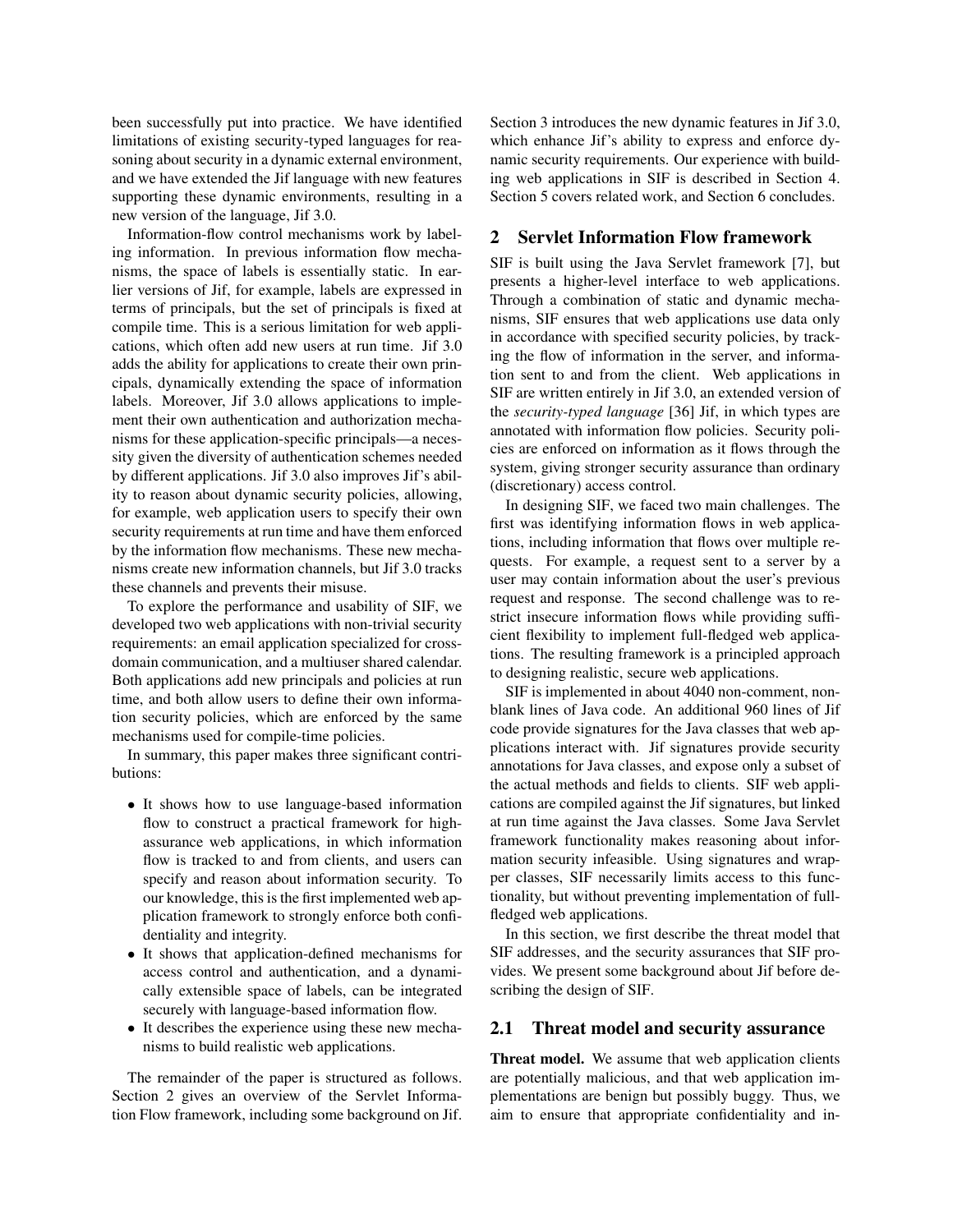been successfully put into practice. We have identified limitations of existing security-typed languages for reasoning about security in a dynamic external environment, and we have extended the Jif language with new features supporting these dynamic environments, resulting in a new version of the language, Jif 3.0.

Information-flow control mechanisms work by labeling information. In previous information flow mechanisms, the space of labels is essentially static. In earlier versions of Jif, for example, labels are expressed in terms of principals, but the set of principals is fixed at compile time. This is a serious limitation for web applications, which often add new users at run time. Jif 3.0 adds the ability for applications to create their own principals, dynamically extending the space of information labels. Moreover, Jif 3.0 allows applications to implement their own authentication and authorization mechanisms for these application-specific principals—a necessity given the diversity of authentication schemes needed by different applications. Jif 3.0 also improves Jif's ability to reason about dynamic security policies, allowing, for example, web application users to specify their own security requirements at run time and have them enforced by the information flow mechanisms. These new mechanisms create new information channels, but Jif 3.0 tracks these channels and prevents their misuse.

To explore the performance and usability of SIF, we developed two web applications with non-trivial security requirements: an email application specialized for cross-domain communication, and a multiuser shared calendar. Both applications add new principals and policies at run time, and both allow users to define their own information security policies, which are enforced by the same mechanisms used for compile-time policies.

In summary, this paper makes three significant contributions:

- It shows how to use language-based information flow to construct a practical framework for high-assurance web applications, in which information flow is tracked to and from clients, and users can specify and reason about information security. To our knowledge, this is the first implemented web application framework to strongly enforce both confidentiality and integrity.
- It shows that application-defined mechanisms for access control and authentication, and a dynamically extensible space of labels, can be integrated securely with language-based information flow.
- It describes the experience using these new mechanisms to build realistic web applications.

The remainder of the paper is structured as follows. Section 2 gives an overview of the Servlet Information Flow framework, including some background on Jif. Section 3 introduces the new dynamic features in Jif 3.0, which enhance Jif's ability to express and enforce dynamic security requirements. Our experience with building web applications in SIF is described in Section 4. Section 5 covers related work, and Section 6 concludes.

## 2 Servlet Information Flow framework

SIF is built using the Java Servlet framework [7], but presents a higher-level interface to web applications. Through a combination of static and dynamic mechanisms, SIF ensures that web applications use data only in accordance with specified security policies, by tracking the flow of information in the server, and information sent to and from the client. Web applications in SIF are written entirely in Jif 3.0, an extended version of the *security-typed language* [36] Jif, in which types are annotated with information flow policies. Security policies are enforced on information as it flows through the system, giving stronger security assurance than ordinary (discretionary) access control.

In designing SIF, we faced two main challenges. The first was identifying information flows in web applications, including information that flows over multiple requests. For example, a request sent to a server by a user may contain information about the user's previous request and response. The second challenge was to restrict insecure information flows while providing sufficient flexibility to implement full-fledged web applications. The resulting framework is a principled approach to designing realistic, secure web applications.

SIF is implemented in about 4040 non-comment, non-blank lines of Java code. An additional 960 lines of Jif code provide signatures for the Java classes that web applications interact with. Jif signatures provide security annotations for Java classes, and expose only a subset of the actual methods and fields to clients. SIF web applications are compiled against the Jif signatures, but linked at run time against the Java classes. Some Java Servlet framework functionality makes reasoning about information security infeasible. Using signatures and wrapper classes, SIF necessarily limits access to this functionality, but without preventing implementation of full-fledged web applications.

In this section, we first describe the threat model that SIF addresses, and the security assurances that SIF provides. We present some background about Jif before describing the design of SIF.

### 2.1 Threat model and security assurance

**Threat model.** We assume that web application clients are potentially malicious, and that web application implementations are benign but possibly buggy. Thus, we aim to ensure that appropriate confidentiality and in-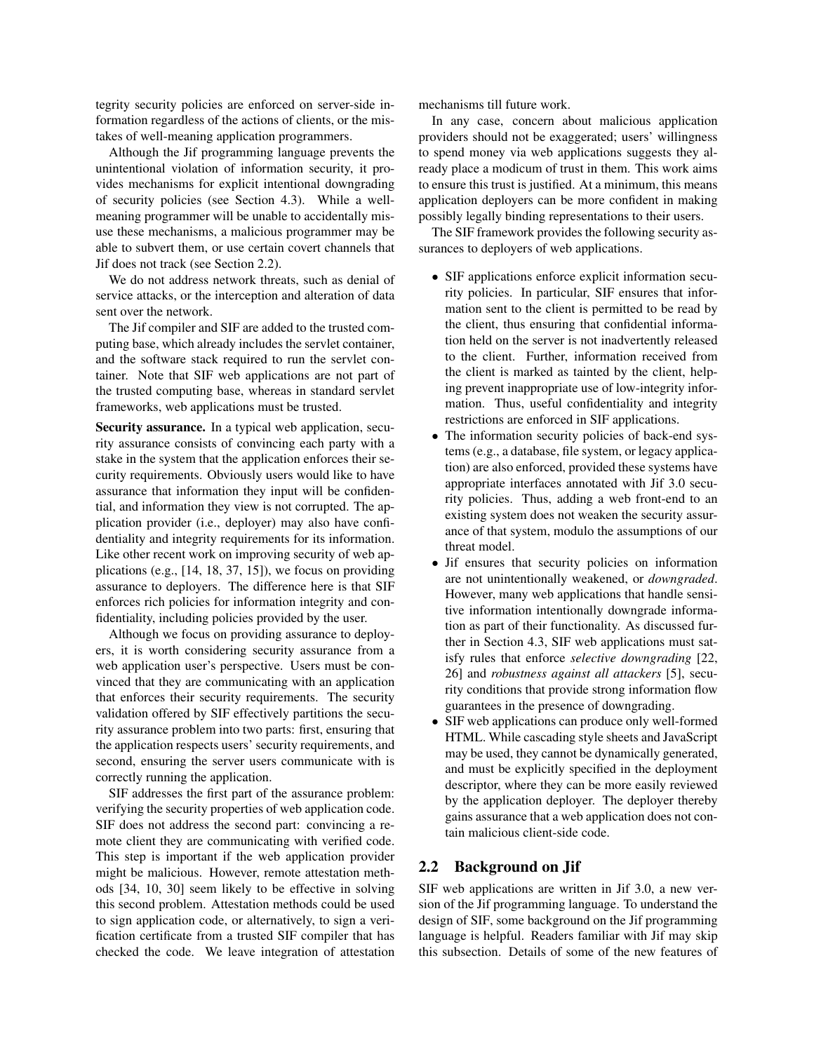tegrity security policies are enforced on server-side information regardless of the actions of clients, or the mistakes of well-meaning application programmers.

Although the Jif programming language prevents the unintentional violation of information security, it provides mechanisms for explicit intentional downgrading of security policies (see Section 4.3). While a well-meaning programmer will be unable to accidentally misuse these mechanisms, a malicious programmer may be able to subvert them, or use certain covert channels that Jif does not track (see Section 2.2).

We do not address network threats, such as denial of service attacks, or the interception and alteration of data sent over the network.

The Jif compiler and SIF are added to the trusted computing base, which already includes the servlet container, and the software stack required to run the servlet container. Note that SIF web applications are not part of the trusted computing base, whereas in standard servlet frameworks, web applications must be trusted.

**Security assurance.** In a typical web application, security assurance consists of convincing each party with a stake in the system that the application enforces their security requirements. Obviously users would like to have assurance that information they input will be confidential, and information they view is not corrupted. The application provider (i.e., deployer) may also have confidentiality and integrity requirements for its information. Like other recent work on improving security of web applications (e.g., [14, 18, 37, 15]), we focus on providing assurance to deployers. The difference here is that SIF enforces rich policies for information integrity and confidentiality, including policies provided by the user.

Although we focus on providing assurance to deployers, it is worth considering security assurance from a web application user's perspective. Users must be convinced that they are communicating with an application that enforces their security requirements. The security validation offered by SIF effectively partitions the security assurance problem into two parts: first, ensuring that the application respects users' security requirements, and second, ensuring the server users communicate with is correctly running the application.

SIF addresses the first part of the assurance problem: verifying the security properties of web application code. SIF does not address the second part: convincing a remote client they are communicating with verified code. This step is important if the web application provider might be malicious. However, remote attestation methods [34, 10, 30] seem likely to be effective in solving this second problem. Attestation methods could be used to sign application code, or alternatively, to sign a verification certificate from a trusted SIF compiler that has checked the code. We leave integration of attestation mechanisms till future work.

In any case, concern about malicious application providers should not be exaggerated; users' willingness to spend money via web applications suggests they already place a modicum of trust in them. This work aims to ensure this trust is justified. At a minimum, this means application deployers can be more confident in making possibly legally binding representations to their users.

The SIF framework provides the following security assurances to deployers of web applications.

- SIF applications enforce explicit information security policies. In particular, SIF ensures that information sent to the client is permitted to be read by the client, thus ensuring that confidential information held on the server is not inadvertently released to the client. Further, information received from the client is marked as tainted by the client, helping prevent inappropriate use of low-integrity information. Thus, useful confidentiality and integrity restrictions are enforced in SIF applications.
- The information security policies of back-end systems (e.g., a database, file system, or legacy application) are also enforced, provided these systems have appropriate interfaces annotated with Jif 3.0 security policies. Thus, adding a web front-end to an existing system does not weaken the security assurance of that system, modulo the assumptions of our threat model.
- Jif ensures that security policies on information are not unintentionally weakened, or *downgraded*. However, many web applications that handle sensitive information intentionally downgrade information as part of their functionality. As discussed further in Section 4.3, SIF web applications must satisfy rules that enforce *selective downgrading* [22, 26] and *robustness against all attackers* [5], security conditions that provide strong information flow guarantees in the presence of downgrading.
- SIF web applications can produce only well-formed HTML. While cascading style sheets and JavaScript may be used, they cannot be dynamically generated, and must be explicitly specified in the deployment descriptor, where they can be more easily reviewed by the application deployer. The deployer thereby gains assurance that a web application does not contain malicious client-side code.

## 2.2 Background on Jif

SIF web applications are written in Jif 3.0, a new version of the Jif programming language. To understand the design of SIF, some background on the Jif programming language is helpful. Readers familiar with Jif may skip this subsection. Details of some of the new features of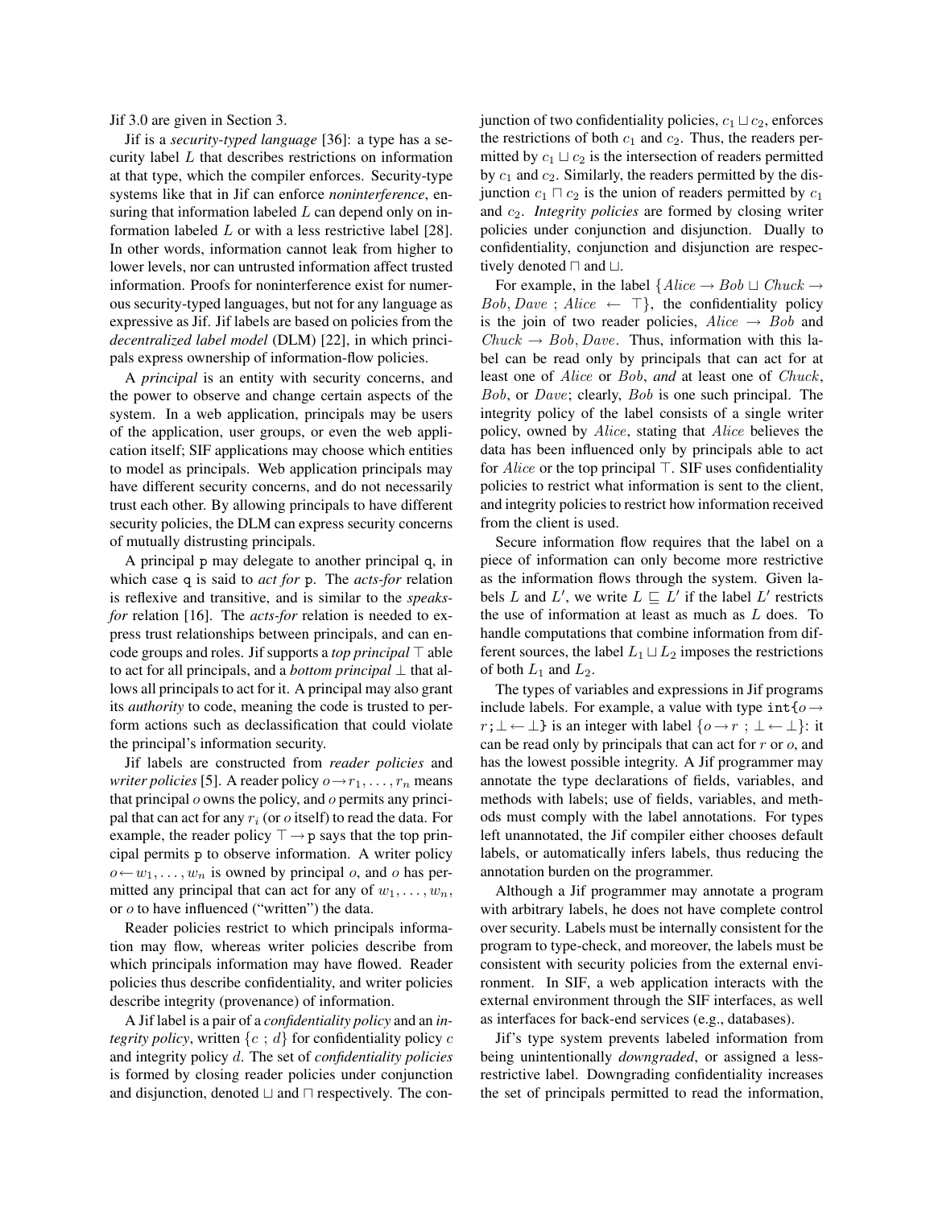Jif 3.0 are given in Section 3.

Jif is a *security-typed language* [36]: a type has a security label $L$ that describes restrictions on information at that type, which the compiler enforces. Security-type systems like that in Jif can enforce *noninterference*, ensuring that information labeled $L$ can depend only on information labeled $L$ or with a less restrictive label [28]. In other words, information cannot leak from higher to lower levels, nor can untrusted information affect trusted information. Proofs for noninterference exist for numerous security-typed languages, but not for any language as expressive as Jif. Jif labels are based on policies from the *decentralized label model* (DLM) [22], in which principals express ownership of information-flow policies.

A *principal* is an entity with security concerns, and the power to observe and change certain aspects of the system. In a web application, principals may be users of the application, user groups, or even the web application itself; SIF applications may choose which entities to model as principals. Web application principals may have different security concerns, and do not necessarily trust each other. By allowing principals to have different security policies, the DLM can express security concerns of mutually distrusting principals.

A principal `p` may delegate to another principal `q`, in which case `q` is said to *act for* `p`. The *acts-for* relation is reflexive and transitive, and is similar to the *speaks-for* relation [16]. The *acts-for* relation is needed to express trust relationships between principals, and can encode groups and roles. Jif supports a *top principal* $\top$ able to act for all principals, and a *bottom principal* $\bot$ that allows all principals to act for it. A principal may also grant its *authority* to code, meaning the code is trusted to perform actions such as declassification that could violate the principal's information security.

Jif labels are constructed from *reader policies* and *writer policies* [5]. A reader policy $o \rightarrow r_1, \ldots, r_n$ means that principal $o$ owns the policy, and $o$ permits any principal that can act for any $r_i$ (or $o$ itself) to read the data. For example, the reader policy $\top \rightarrow \texttt{p}$ says that the top principal permits `p` to observe information. A writer policy $o \leftarrow w_1, \ldots, w_n$ is owned by principal $o$, and $o$ has permitted any principal that can act for any of $w_1, \ldots, w_n$, or $o$ to have influenced ("written") the data.

Reader policies restrict to which principals information may flow, whereas writer policies describe from which principals information may have flowed. Reader policies thus describe confidentiality, and writer policies describe integrity (provenance) of information.

A Jif label is a pair of a *confidentiality policy* and an *integrity policy*, written $\{c\ ;\ d\}$ for confidentiality policy $c$ and integrity policy $d$. The set of *confidentiality policies* is formed by closing reader policies under conjunction and disjunction, denoted $\sqcup$ and $\sqcap$ respectively. The conjunction of two confidentiality policies, $c_1 \sqcup c_2$, enforces the restrictions of both $c_1$ and $c_2$. Thus, the readers permitted by $c_1 \sqcup c_2$ is the intersection of readers permitted by $c_1$ and $c_2$. Similarly, the readers permitted by the disjunction $c_1 \sqcap c_2$ is the union of readers permitted by $c_1$ and $c_2$. *Integrity policies* are formed by closing writer policies under conjunction and disjunction. Dually to confidentiality, conjunction and disjunction are respectively denoted $\sqcap$ and $\sqcup$.

For example, in the label $\{Alice \rightarrow Bob \sqcup Chuck \rightarrow Bob, Dave\ ;\ Alice \leftarrow \top\}$, the confidentiality policy is the join of two reader policies, $Alice \rightarrow Bob$ and $Chuck \rightarrow Bob, Dave$. Thus, information with this label can be read only by principals that can act for at least one of $Alice$ or $Bob$, *and* at least one of $Chuck$, $Bob$, or $Dave$; clearly, $Bob$ is one such principal. The integrity policy of the label consists of a single writer policy, owned by $Alice$, stating that $Alice$ believes the data has been influenced only by principals able to act for $Alice$ or the top principal $\top$. SIF uses confidentiality policies to restrict what information is sent to the client, and integrity policies to restrict how information received from the client is used.

Secure information flow requires that the label on a piece of information can only become more restrictive as the information flows through the system. Given labels $L$ and $L'$, we write $L \sqsubseteq L'$ if the label $L'$ restricts the use of information at least as much as $L$ does. To handle computations that combine information from different sources, the label $L_1 \sqcup L_2$ imposes the restrictions of both $L_1$ and $L_2$.

The types of variables and expressions in Jif programs include labels. For example, a value with type `int`$\{o \rightarrow r; \bot \leftarrow \bot\}$ is an integer with label $\{o \rightarrow r\ ;\ \bot \leftarrow \bot\}$: it can be read only by principals that can act for $r$ or $o$, and has the lowest possible integrity. A Jif programmer may annotate the type declarations of fields, variables, and methods with labels; use of fields, variables, and methods must comply with the label annotations. For types left unannotated, the Jif compiler either chooses default labels, or automatically infers labels, thus reducing the annotation burden on the programmer.

Although a Jif programmer may annotate a program with arbitrary labels, he does not have complete control over security. Labels must be internally consistent for the program to type-check, and moreover, the labels must be consistent with security policies from the external environment. In SIF, a web application interacts with the external environment through the SIF interfaces, as well as interfaces for back-end services (e.g., databases).

Jif's type system prevents labeled information from being unintentionally *downgraded*, or assigned a less-restrictive label. Downgrading confidentiality increases the set of principals permitted to read the information,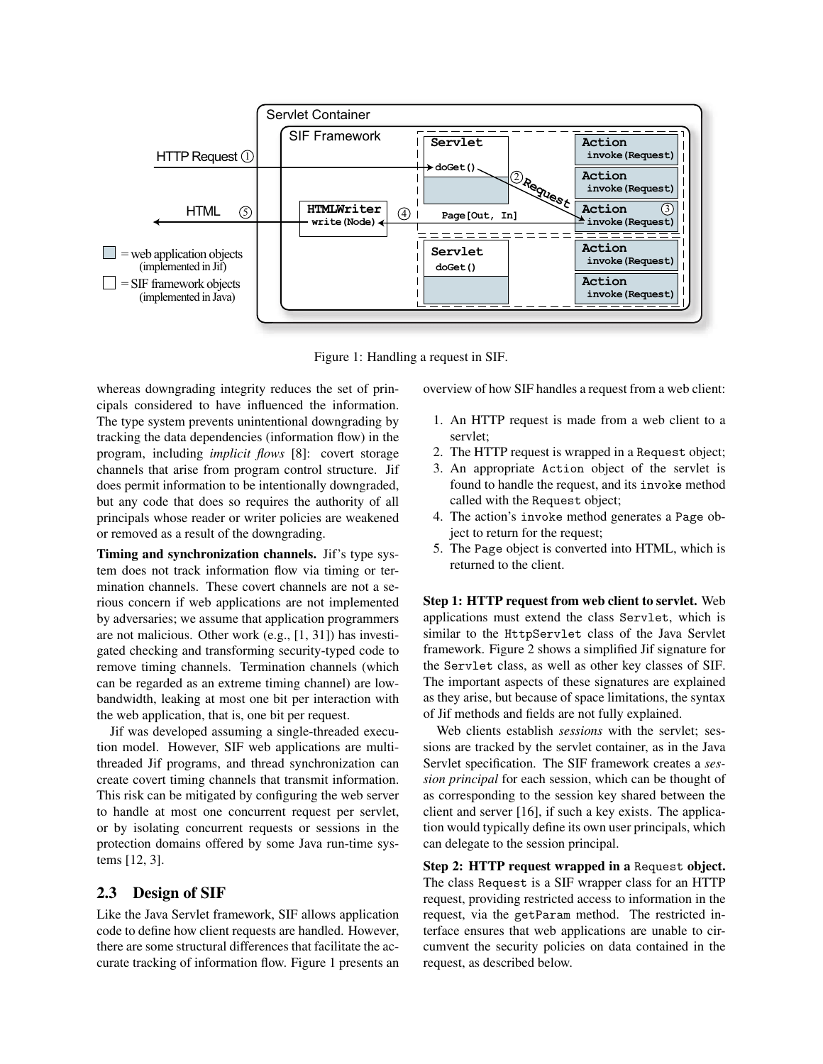Figure 1: Handling a request in SIF.

whereas downgrading integrity reduces the set of principals considered to have influenced the information. The type system prevents unintentional downgrading by tracking the data dependencies (information flow) in the program, including *implicit flows* [8]: covert storage channels that arise from program control structure. Jif does permit information to be intentionally downgraded, but any code that does so requires the authority of all principals whose reader or writer policies are weakened or removed as a result of the downgrading.

**Timing and synchronization channels.** Jif's type system does not track information flow via timing or termination channels. These covert channels are not a serious concern if web applications are not implemented by adversaries; we assume that application programmers are not malicious. Other work (e.g., [1, 31]) has investigated checking and transforming security-typed code to remove timing channels. Termination channels (which can be regarded as an extreme timing channel) are low-bandwidth, leaking at most one bit per interaction with the web application, that is, one bit per request.

Jif was developed assuming a single-threaded execution model. However, SIF web applications are multi-threaded Jif programs, and thread synchronization can create covert timing channels that transmit information. This risk can be mitigated by configuring the web server to handle at most one concurrent request per servlet, or by isolating concurrent requests or sessions in the protection domains offered by some Java run-time systems [12, 3].

## 2.3 Design of SIF

Like the Java Servlet framework, SIF allows application code to define how client requests are handled. However, there are some structural differences that facilitate the accurate tracking of information flow. Figure 1 presents an overview of how SIF handles a request from a web client:

1. An HTTP request is made from a web client to a servlet;
2. The HTTP request is wrapped in a `Request` object;
3. An appropriate `Action` object of the servlet is found to handle the request, and its `invoke` method called with the `Request` object;
4. The action's `invoke` method generates a `Page` object to return for the request;
5. The `Page` object is converted into HTML, which is returned to the client.

**Step 1: HTTP request from web client to servlet.** Web applications must extend the class `Servlet`, which is similar to the `HttpServlet` class of the Java Servlet framework. Figure 2 shows a simplified Jif signature for the `Servlet` class, as well as other key classes of SIF. The important aspects of these signatures are explained as they arise, but because of space limitations, the syntax of Jif methods and fields are not fully explained.

Web clients establish *sessions* with the servlet; sessions are tracked by the servlet container, as in the Java Servlet specification. The SIF framework creates a *session principal* for each session, which can be thought of as corresponding to the session key shared between the client and server [16], if such a key exists. The application would typically define its own user principals, which can delegate to the session principal.

**Step 2: HTTP request wrapped in a `Request` object.** The class `Request` is a SIF wrapper class for an HTTP request, providing restricted access to information in the request, via the `getParam` method. The restricted interface ensures that web applications are unable to circumvent the security policies on data contained in the request, as described below.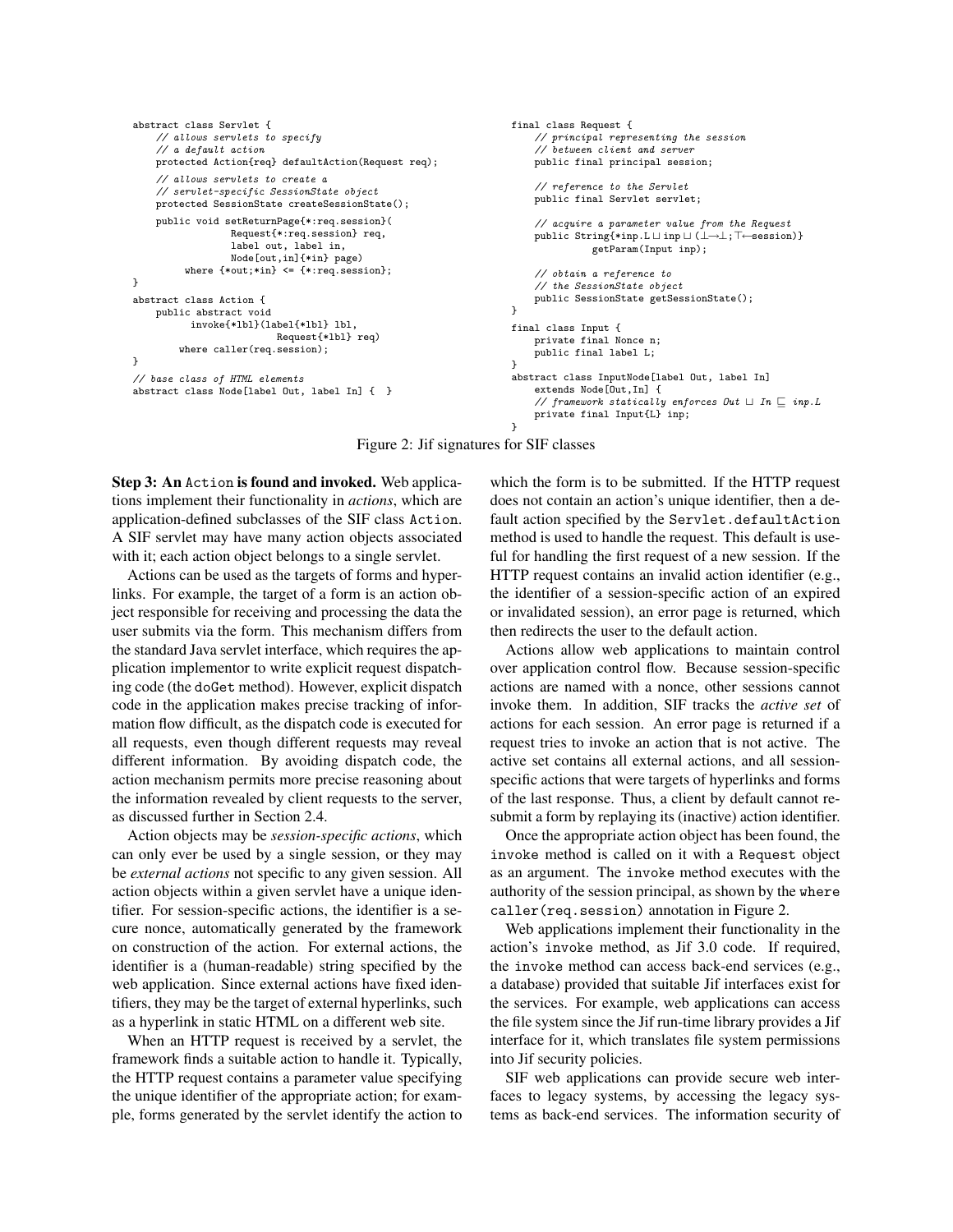```
abstract class Servlet {
    // allows servlets to specify
    // a default action
    protected Action{req} defaultAction(Request req);

    // allows servlets to create a
    // servlet-specific SessionState object
    protected SessionState createSessionState();

    public void setReturnPage{*:req.session}(
                Request{*:req.session} req,
                label out, label in,
                Node[out,in]{*in} page)
        where {*out;*in} <= {*:req.session};
}

abstract class Action {
    public abstract void
        invoke{*lbl}(label{*lbl} lbl,
                     Request{*lbl} req)
        where caller(req.session);
}

// base class of HTML elements
abstract class Node[label Out, label In] {  }
```

```
final class Request {
    // principal representing the session
    // between client and server
    public final principal session;

    // reference to the Servlet
    public final Servlet servlet;

    // acquire a parameter value from the Request
    public String{*inp.L ⊔ inp ⊔ (⊥→⊥;⊤←session)}
            getParam(Input inp);

    // obtain a reference to
    // the SessionState object
    public SessionState getSessionState();
}

final class Input {
    private final Nonce n;
    public final label L;
}

abstract class InputNode[label Out, label In]
    extends Node[Out,In] {
    // framework statically enforces Out ⊔ In ⊑ inp.L
    private final Input{L} inp;
}
```

Figure 2: Jif signatures for SIF classes

**Step 3: An `Action` is found and invoked.** Web applications implement their functionality in *actions*, which are application-defined subclasses of the SIF class `Action`. A SIF servlet may have many action objects associated with it; each action object belongs to a single servlet.

Actions can be used as the targets of forms and hyperlinks. For example, the target of a form is an action object responsible for receiving and processing the data the user submits via the form. This mechanism differs from the standard Java servlet interface, which requires the application implementor to write explicit request dispatching code (the `doGet` method). However, explicit dispatch code in the application makes precise tracking of information flow difficult, as the dispatch code is executed for all requests, even though different requests may reveal different information. By avoiding dispatch code, the action mechanism permits more precise reasoning about the information revealed by client requests to the server, as discussed further in Section 2.4.

Action objects may be *session-specific actions*, which can only ever be used by a single session, or they may be *external actions* not specific to any given session. All action objects within a given servlet have a unique identifier. For session-specific actions, the identifier is a secure nonce, automatically generated by the framework on construction of the action. For external actions, the identifier is a (human-readable) string specified by the web application. Since external actions have fixed identifiers, they may be the target of external hyperlinks, such as a hyperlink in static HTML on a different web site.

When an HTTP request is received by a servlet, the framework finds a suitable action to handle it. Typically, the HTTP request contains a parameter value specifying the unique identifier of the appropriate action; for example, forms generated by the servlet identify the action to which the form is to be submitted. If the HTTP request does not contain an action's unique identifier, then a default action specified by the `Servlet.defaultAction` method is used to handle the request. This default is useful for handling the first request of a new session. If the HTTP request contains an invalid action identifier (e.g., the identifier of a session-specific action of an expired or invalidated session), an error page is returned, which then redirects the user to the default action.

Actions allow web applications to maintain control over application control flow. Because session-specific actions are named with a nonce, other sessions cannot invoke them. In addition, SIF tracks the *active set* of actions for each session. An error page is returned if a request tries to invoke an action that is not active. The active set contains all external actions, and all session-specific actions that were targets of hyperlinks and forms of the last response. Thus, a client by default cannot resubmit a form by replaying its (inactive) action identifier.

Once the appropriate action object has been found, the `invoke` method is called on it with a `Request` object as an argument. The `invoke` method executes with the authority of the session principal, as shown by the `where caller(req.session)` annotation in Figure 2.

Web applications implement their functionality in the action's `invoke` method, as Jif 3.0 code. If required, the `invoke` method can access back-end services (e.g., a database) provided that suitable Jif interfaces exist for the services. For example, web applications can access the file system since the Jif run-time library provides a Jif interface for it, which translates file system permissions into Jif security policies.

SIF web applications can provide secure web interfaces to legacy systems, by accessing the legacy systems as back-end services. The information security of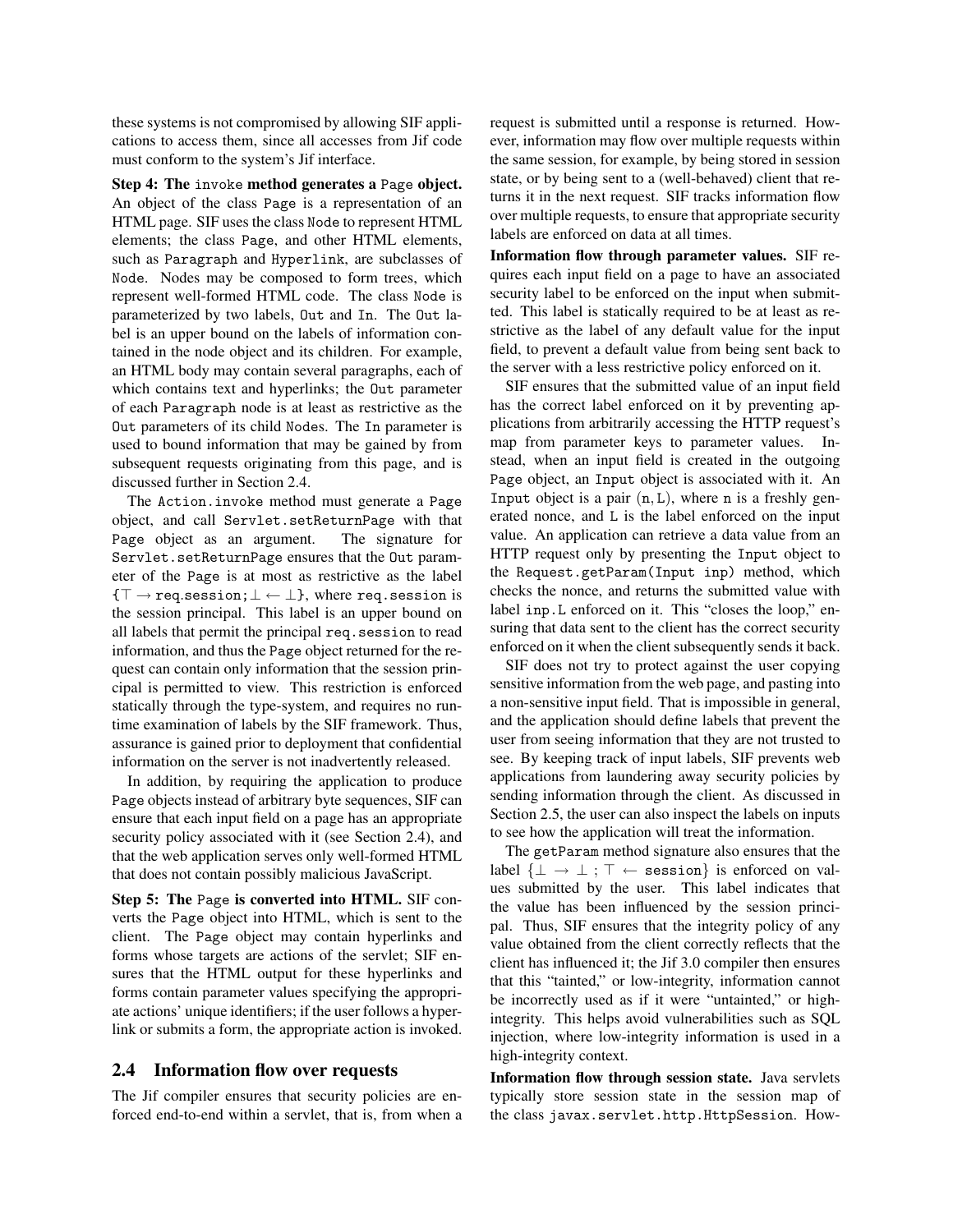these systems is not compromised by allowing SIF applications to access them, since all accesses from Jif code must conform to the system's Jif interface.

**Step 4: The `invoke` method generates a `Page` object.** An object of the class `Page` is a representation of an HTML page. SIF uses the class `Node` to represent HTML elements; the class `Page`, and other HTML elements, such as `Paragraph` and `Hyperlink`, are subclasses of `Node`. Nodes may be composed to form trees, which represent well-formed HTML code. The class `Node` is parameterized by two labels, `Out` and `In`. The `Out` label is an upper bound on the labels of information contained in the node object and its children. For example, an HTML body may contain several paragraphs, each of which contains text and hyperlinks; the `Out` parameter of each `Paragraph` node is at least as restrictive as the `Out` parameters of its child `Node`s. The `In` parameter is used to bound information that may be gained by from subsequent requests originating from this page, and is discussed further in Section 2.4.

The `Action.invoke` method must generate a `Page` object, and call `Servlet.setReturnPage` with that `Page` object as an argument. The signature for `Servlet.setReturnPage` ensures that the `Out` parameter of the `Page` is at most as restrictive as the label $\{\top \rightarrow$ `req.session`$; \bot \leftarrow \bot\}$, where `req.session` is the session principal. This label is an upper bound on all labels that permit the principal `req.session` to read information, and thus the `Page` object returned for the request can contain only information that the session principal is permitted to view. This restriction is enforced statically through the type-system, and requires no run-time examination of labels by the SIF framework. Thus, assurance is gained prior to deployment that confidential information on the server is not inadvertently released.

In addition, by requiring the application to produce `Page` objects instead of arbitrary byte sequences, SIF can ensure that each input field on a page has an appropriate security policy associated with it (see Section 2.4), and that the web application serves only well-formed HTML that does not contain possibly malicious JavaScript.

**Step 5: The `Page` is converted into HTML.** SIF converts the `Page` object into HTML, which is sent to the client. The `Page` object may contain hyperlinks and forms whose targets are actions of the servlet; SIF ensures that the HTML output for these hyperlinks and forms contain parameter values specifying the appropriate actions' unique identifiers; if the user follows a hyperlink or submits a form, the appropriate action is invoked.

## 2.4 Information flow over requests

The Jif compiler ensures that security policies are enforced end-to-end within a servlet, that is, from when a request is submitted until a response is returned. However, information may flow over multiple requests within the same session, for example, by being stored in session state, or by being sent to a (well-behaved) client that returns it in the next request. SIF tracks information flow over multiple requests, to ensure that appropriate security labels are enforced on data at all times.

**Information flow through parameter values.** SIF requires each input field on a page to have an associated security label to be enforced on the input when submitted. This label is statically required to be at least as restrictive as the label of any default value for the input field, to prevent a default value from being sent back to the server with a less restrictive policy enforced on it.

SIF ensures that the submitted value of an input field has the correct label enforced on it by preventing applications from arbitrarily accessing the HTTP request's map from parameter keys to parameter values. Instead, when an input field is created in the outgoing `Page` object, an `Input` object is associated with it. An `Input` object is a pair $(\texttt{n}, \texttt{L})$, where `n` is a freshly generated nonce, and `L` is the label enforced on the input value. An application can retrieve a data value from an HTTP request only by presenting the `Input` object to the `Request.getParam(Input inp)` method, which checks the nonce, and returns the submitted value with label `inp.L` enforced on it. This "closes the loop," ensuring that data sent to the client has the correct security enforced on it when the client subsequently sends it back.

SIF does not try to protect against the user copying sensitive information from the web page, and pasting into a non-sensitive input field. That is impossible in general, and the application should define labels that prevent the user from seeing information that they are not trusted to see. By keeping track of input labels, SIF prevents web applications from laundering away security policies by sending information through the client. As discussed in Section 2.5, the user can also inspect the labels on inputs to see how the application will treat the information.

The `getParam` method signature also ensures that the label $\{\bot \rightarrow \bot\ ;\ \top \leftarrow$ `session`$\}$ is enforced on values submitted by the user. This label indicates that the value has been influenced by the session principal. Thus, SIF ensures that the integrity policy of any value obtained from the client correctly reflects that the client has influenced it; the Jif 3.0 compiler then ensures that this "tainted," or low-integrity, information cannot be incorrectly used as if it were "untainted," or high-integrity. This helps avoid vulnerabilities such as SQL injection, where low-integrity information is used in a high-integrity context.

**Information flow through session state.** Java servlets typically store session state in the session map of the class `javax.servlet.http.HttpSession`. How-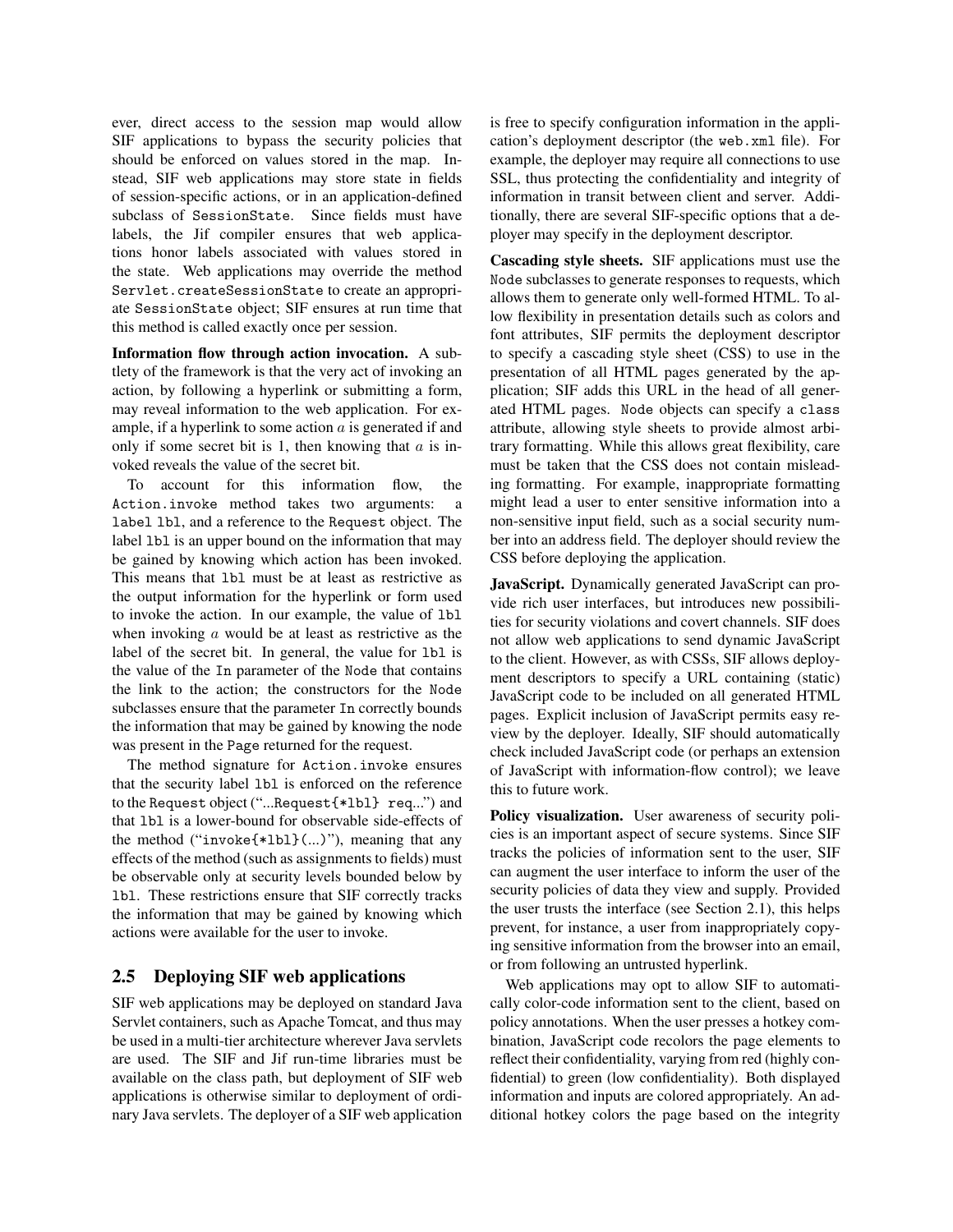ever, direct access to the session map would allow SIF applications to bypass the security policies that should be enforced on values stored in the map. Instead, SIF web applications may store state in fields of session-specific actions, or in an application-defined subclass of `SessionState`. Since fields must have labels, the Jif compiler ensures that web applications honor labels associated with values stored in the state. Web applications may override the method `Servlet.createSessionState` to create an appropriate `SessionState` object; SIF ensures at run time that this method is called exactly once per session.

**Information flow through action invocation.** A subtlety of the framework is that the very act of invoking an action, by following a hyperlink or submitting a form, may reveal information to the web application. For example, if a hyperlink to some action $a$ is generated if and only if some secret bit is 1, then knowing that $a$ is invoked reveals the value of the secret bit.

To account for this information flow, the `Action.invoke` method takes two arguments: a label `lbl`, and a reference to the `Request` object. The label `lbl` is an upper bound on the information that may be gained by knowing which action has been invoked. This means that `lbl` must be at least as restrictive as the output information for the hyperlink or form used to invoke the action. In our example, the value of `lbl` when invoking $a$ would be at least as restrictive as the label of the secret bit. In general, the value for `lbl` is the value of the `In` parameter of the `Node` that contains the link to the action; the constructors for the `Node` subclasses ensure that the parameter `In` correctly bounds the information that may be gained by knowing the node was present in the `Page` returned for the request.

The method signature for `Action.invoke` ensures that the security label `lbl` is enforced on the reference to the `Request` object ("...`Request{*lbl} req`...") and that `lbl` is a lower-bound for observable side-effects of the method ("`invoke{*lbl}(...)`"), meaning that any effects of the method (such as assignments to fields) must be observable only at security levels bounded below by `lbl`. These restrictions ensure that SIF correctly tracks the information that may be gained by knowing which actions were available for the user to invoke.

## 2.5 Deploying SIF web applications

SIF web applications may be deployed on standard Java Servlet containers, such as Apache Tomcat, and thus may be used in a multi-tier architecture wherever Java servlets are used. The SIF and Jif run-time libraries must be available on the class path, but deployment of SIF web applications is otherwise similar to deployment of ordinary Java servlets. The deployer of a SIF web application is free to specify configuration information in the application's deployment descriptor (the `web.xml` file). For example, the deployer may require all connections to use SSL, thus protecting the confidentiality and integrity of information in transit between client and server. Additionally, there are several SIF-specific options that a deployer may specify in the deployment descriptor.

**Cascading style sheets.** SIF applications must use the `Node` subclasses to generate responses to requests, which allows them to generate only well-formed HTML. To allow flexibility in presentation details such as colors and font attributes, SIF permits the deployment descriptor to specify a cascading style sheet (CSS) to use in the presentation of all HTML pages generated by the application; SIF adds this URL in the head of all generated HTML pages. `Node` objects can specify a `class` attribute, allowing style sheets to provide almost arbitrary formatting. While this allows great flexibility, care must be taken that the CSS does not contain misleading formatting. For example, inappropriate formatting might lead a user to enter sensitive information into a non-sensitive input field, such as a social security number into an address field. The deployer should review the CSS before deploying the application.

**JavaScript.** Dynamically generated JavaScript can provide rich user interfaces, but introduces new possibilities for security violations and covert channels. SIF does not allow web applications to send dynamic JavaScript to the client. However, as with CSSs, SIF allows deployment descriptors to specify a URL containing (static) JavaScript code to be included on all generated HTML pages. Explicit inclusion of JavaScript permits easy review by the deployer. Ideally, SIF should automatically check included JavaScript code (or perhaps an extension of JavaScript with information-flow control); we leave this to future work.

**Policy visualization.** User awareness of security policies is an important aspect of secure systems. Since SIF tracks the policies of information sent to the user, SIF can augment the user interface to inform the user of the security policies of data they view and supply. Provided the user trusts the interface (see Section 2.1), this helps prevent, for instance, a user from inappropriately copying sensitive information from the browser into an email, or from following an untrusted hyperlink.

Web applications may opt to allow SIF to automatically color-code information sent to the client, based on policy annotations. When the user presses a hotkey combination, JavaScript code recolors the page elements to reflect their confidentiality, varying from red (highly confidential) to green (low confidentiality). Both displayed information and inputs are colored appropriately. An additional hotkey colors the page based on the integrity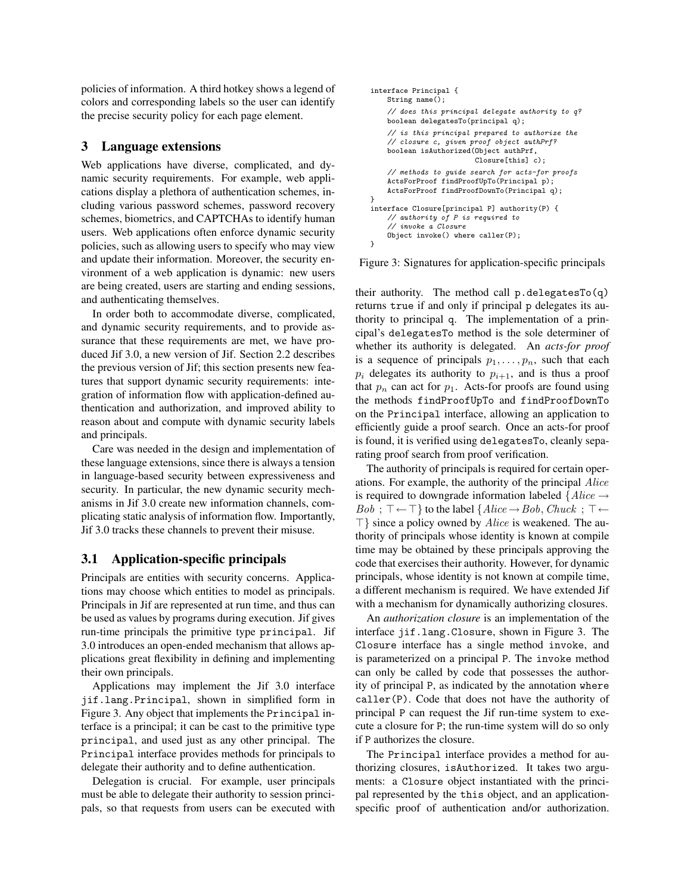policies of information. A third hotkey shows a legend of colors and corresponding labels so the user can identify the precise security policy for each page element.

## 3 Language extensions

Web applications have diverse, complicated, and dynamic security requirements. For example, web applications display a plethora of authentication schemes, including various password schemes, password recovery schemes, biometrics, and CAPTCHAs to identify human users. Web applications often enforce dynamic security policies, such as allowing users to specify who may view and update their information. Moreover, the security environment of a web application is dynamic: new users are being created, users are starting and ending sessions, and authenticating themselves.

In order both to accommodate diverse, complicated, and dynamic security requirements, and to provide assurance that these requirements are met, we have produced Jif 3.0, a new version of Jif. Section 2.2 describes the previous version of Jif; this section presents new features that support dynamic security requirements: integration of information flow with application-defined authentication and authorization, and improved ability to reason about and compute with dynamic security labels and principals.

Care was needed in the design and implementation of these language extensions, since there is always a tension in language-based security between expressiveness and security. In particular, the new dynamic security mechanisms in Jif 3.0 create new information channels, complicating static analysis of information flow. Importantly, Jif 3.0 tracks these channels to prevent their misuse.

### 3.1 Application-specific principals

Principals are entities with security concerns. Applications may choose which entities to model as principals. Principals in Jif are represented at run time, and thus can be used as values by programs during execution. Jif gives run-time principals the primitive type `principal`. Jif 3.0 introduces an open-ended mechanism that allows applications great flexibility in defining and implementing their own principals.

Applications may implement the Jif 3.0 interface `jif.lang.Principal`, shown in simplified form in Figure 3. Any object that implements the `Principal` interface is a principal; it can be cast to the primitive type `principal`, and used just as any other principal. The `Principal` interface provides methods for principals to delegate their authority and to define authentication.

Delegation is crucial. For example, user principals must be able to delegate their authority to session principals, so that requests from users can be executed with their authority. The method call `p.delegatesTo(q)` returns `true` if and only if principal `p` delegates its authority to principal `q`. The implementation of a principal's `delegatesTo` method is the sole determiner of whether its authority is delegated. An *acts-for proof* is a sequence of principals $p_1, \ldots, p_n$, such that each $p_i$ delegates its authority to $p_{i+1}$, and is thus a proof that $p_n$ can act for $p_1$. Acts-for proofs are found using the methods `findProofUpTo` and `findProofDownTo` on the `Principal` interface, allowing an application to efficiently guide a proof search. Once an acts-for proof is found, it is verified using `delegatesTo`, cleanly separating proof search from proof verification.

```
interface Principal {
    String name();
    // does this principal delegate authority to q?
    boolean delegatesTo(principal q);
    // is this principal prepared to authorize the
    // closure c, given proof object authPrf?
    boolean isAuthorized(Object authPrf,
                         Closure[this] c);
    // methods to guide search for acts-for proofs
    ActsForProof findProofUpTo(Principal p);
    ActsForProof findProofDownTo(Principal q);
}
interface Closure[principal P] authority(P) {
    // authority of P is required to
    // invoke a Closure
    Object invoke() where caller(P);
}
```

Figure 3: Signatures for application-specific principals

The authority of principals is required for certain operations. For example, the authority of the principal $Alice$ is required to downgrade information labeled $\{Alice \rightarrow Bob\ ;\ \top \leftarrow \top\}$ to the label $\{Alice \rightarrow Bob, Chuck\ ;\ \top \leftarrow \top\}$ since a policy owned by $Alice$ is weakened. The authority of principals whose identity is known at compile time may be obtained by these principals approving the code that exercises their authority. However, for dynamic principals, whose identity is not known at compile time, a different mechanism is required. We have extended Jif with a mechanism for dynamically authorizing closures.

An *authorization closure* is an implementation of the interface `jif.lang.Closure`, shown in Figure 3. The `Closure` interface has a single method `invoke`, and is parameterized on a principal `P`. The `invoke` method can only be called by code that possesses the authority of principal `P`, as indicated by the annotation `where caller(P)`. Code that does not have the authority of principal `P` can request the Jif run-time system to execute a closure for `P`; the run-time system will do so only if `P` authorizes the closure.

The `Principal` interface provides a method for authorizing closures, `isAuthorized`. It takes two arguments: a `Closure` object instantiated with the principal represented by the `this` object, and an application-specific proof of authentication and/or authorization.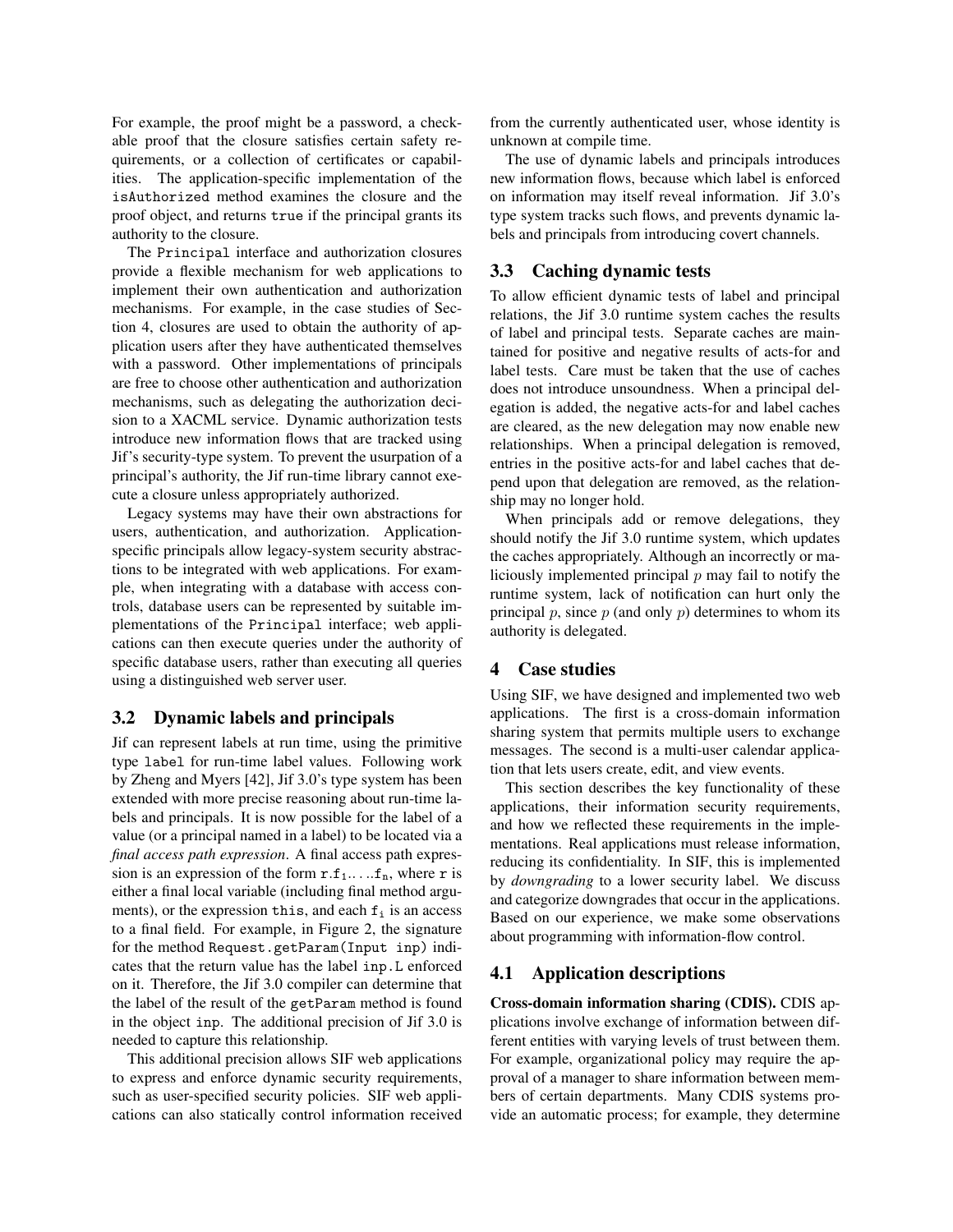For example, the proof might be a password, a checkable proof that the closure satisfies certain safety requirements, or a collection of certificates or capabilities. The application-specific implementation of the `isAuthorized` method examines the closure and the proof object, and returns `true` if the principal grants its authority to the closure.

The `Principal` interface and authorization closures provide a flexible mechanism for web applications to implement their own authentication and authorization mechanisms. For example, in the case studies of Section 4, closures are used to obtain the authority of application users after they have authenticated themselves with a password. Other implementations of principals are free to choose other authentication and authorization mechanisms, such as delegating the authorization decision to a XACML service. Dynamic authorization tests introduce new information flows that are tracked using Jif's security-type system. To prevent the usurpation of a principal's authority, the Jif run-time library cannot execute a closure unless appropriately authorized.

Legacy systems may have their own abstractions for users, authentication, and authorization. Application-specific principals allow legacy-system security abstractions to be integrated with web applications. For example, when integrating with a database with access controls, database users can be represented by suitable implementations of the `Principal` interface; web applications can then execute queries under the authority of specific database users, rather than executing all queries using a distinguished web server user.

### 3.2 Dynamic labels and principals

Jif can represent labels at run time, using the primitive type `label` for run-time label values. Following work by Zheng and Myers [42], Jif 3.0's type system has been extended with more precise reasoning about run-time labels and principals. It is now possible for the label of a value (or a principal named in a label) to be located via a *final access path expression*. A final access path expression is an expression of the form $\mathtt{r.f_1.\ldots.f_n}$, where `r` is either a final local variable (including final method arguments), or the expression `this`, and each $\mathtt{f_i}$ is an access to a final field. For example, in Figure 2, the signature for the method `Request.getParam(Input inp)` indicates that the return value has the label `inp.L` enforced on it. Therefore, the Jif 3.0 compiler can determine that the label of the result of the `getParam` method is found in the object `inp`. The additional precision of Jif 3.0 is needed to capture this relationship.

This additional precision allows SIF web applications to express and enforce dynamic security requirements, such as user-specified security policies. SIF web applications can also statically control information received from the currently authenticated user, whose identity is unknown at compile time.

The use of dynamic labels and principals introduces new information flows, because which label is enforced on information may itself reveal information. Jif 3.0's type system tracks such flows, and prevents dynamic labels and principals from introducing covert channels.

### 3.3 Caching dynamic tests

To allow efficient dynamic tests of label and principal relations, the Jif 3.0 runtime system caches the results of label and principal tests. Separate caches are maintained for positive and negative results of acts-for and label tests. Care must be taken that the use of caches does not introduce unsoundness. When a principal delegation is added, the negative acts-for and label caches are cleared, as the new delegation may now enable new relationships. When a principal delegation is removed, entries in the positive acts-for and label caches that depend upon that delegation are removed, as the relationship may no longer hold.

When principals add or remove delegations, they should notify the Jif 3.0 runtime system, which updates the caches appropriately. Although an incorrectly or maliciously implemented principal $p$ may fail to notify the runtime system, lack of notification can hurt only the principal $p$, since $p$ (and only $p$) determines to whom its authority is delegated.

## 4 Case studies

Using SIF, we have designed and implemented two web applications. The first is a cross-domain information sharing system that permits multiple users to exchange messages. The second is a multi-user calendar application that lets users create, edit, and view events.

This section describes the key functionality of these applications, their information security requirements, and how we reflected these requirements in the implementations. Real applications must release information, reducing its confidentiality. In SIF, this is implemented by *downgrading* to a lower security label. We discuss and categorize downgrades that occur in the applications. Based on our experience, we make some observations about programming with information-flow control.

### 4.1 Application descriptions

**Cross-domain information sharing (CDIS).** CDIS applications involve exchange of information between different entities with varying levels of trust between them. For example, organizational policy may require the approval of a manager to share information between members of certain departments. Many CDIS systems provide an automatic process; for example, they determine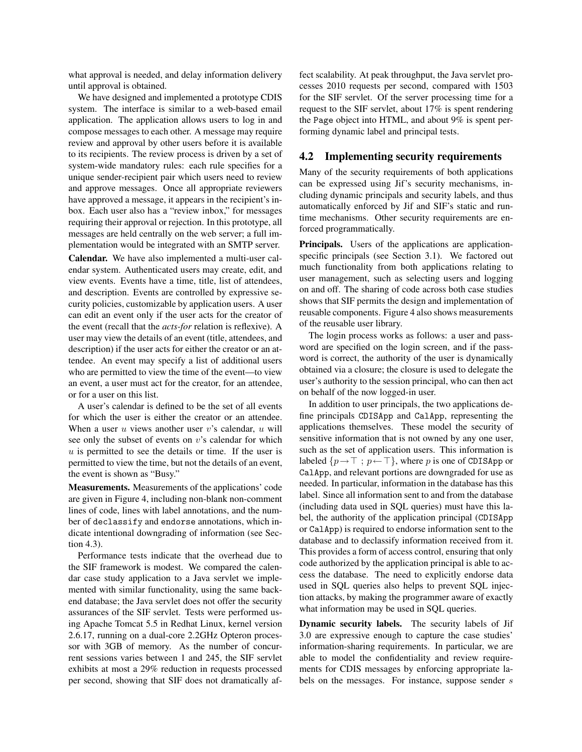what approval is needed, and delay information delivery until approval is obtained.

We have designed and implemented a prototype CDIS system. The interface is similar to a web-based email application. The application allows users to log in and compose messages to each other. A message may require review and approval by other users before it is available to its recipients. The review process is driven by a set of system-wide mandatory rules: each rule specifies for a unique sender-recipient pair which users need to review and approve messages. Once all appropriate reviewers have approved a message, it appears in the recipient's inbox. Each user also has a "review inbox," for messages requiring their approval or rejection. In this prototype, all messages are held centrally on the web server; a full implementation would be integrated with an SMTP server.

**Calendar.** We have also implemented a multi-user calendar system. Authenticated users may create, edit, and view events. Events have a time, title, list of attendees, and description. Events are controlled by expressive security policies, customizable by application users. A user can edit an event only if the user acts for the creator of the event (recall that the *acts-for* relation is reflexive). A user may view the details of an event (title, attendees, and description) if the user acts for either the creator or an attendee. An event may specify a list of additional users who are permitted to view the time of the event—to view an event, a user must act for the creator, for an attendee, or for a user on this list.

A user's calendar is defined to be the set of all events for which the user is either the creator or an attendee. When a user $u$ views another user $v$'s calendar, $u$ will see only the subset of events on $v$'s calendar for which $u$ is permitted to see the details or time. If the user is permitted to view the time, but not the details of an event, the event is shown as "Busy."

**Measurements.** Measurements of the applications' code are given in Figure 4, including non-blank non-comment lines of code, lines with label annotations, and the number of `declassify` and `endorse` annotations, which indicate intentional downgrading of information (see Section 4.3).

Performance tests indicate that the overhead due to the SIF framework is modest. We compared the calendar case study application to a Java servlet we implemented with similar functionality, using the same backend database; the Java servlet does not offer the security assurances of the SIF servlet. Tests were performed using Apache Tomcat 5.5 in Redhat Linux, kernel version 2.6.17, running on a dual-core 2.2GHz Opteron processor with 3GB of memory. As the number of concurrent sessions varies between 1 and 245, the SIF servlet exhibits at most a 29% reduction in requests processed per second, showing that SIF does not dramatically affect scalability. At peak throughput, the Java servlet processes 2010 requests per second, compared with 1503 for the SIF servlet. Of the server processing time for a request to the SIF servlet, about 17% is spent rendering the `Page` object into HTML, and about 9% is spent performing dynamic label and principal tests.

## 4.2 Implementing security requirements

Many of the security requirements of both applications can be expressed using Jif's security mechanisms, including dynamic principals and security labels, and thus automatically enforced by Jif and SIF's static and runtime mechanisms. Other security requirements are enforced programmatically.

**Principals.** Users of the applications are application-specific principals (see Section 3.1). We factored out much functionality from both applications relating to user management, such as selecting users and logging on and off. The sharing of code across both case studies shows that SIF permits the design and implementation of reusable components. Figure 4 also shows measurements of the reusable user library.

The login process works as follows: a user and password are specified on the login screen, and if the password is correct, the authority of the user is dynamically obtained via a closure; the closure is used to delegate the user's authority to the session principal, who can then act on behalf of the now logged-in user.

In addition to user principals, the two applications define principals `CDISApp` and `CalApp`, representing the applications themselves. These model the security of sensitive information that is not owned by any one user, such as the set of application users. This information is labeled $\{p \rightarrow \top \; ; \; p \leftarrow \top\}$, where $p$ is one of `CDISApp` or `CalApp`, and relevant portions are downgraded for use as needed. In particular, information in the database has this label. Since all information sent to and from the database (including data used in SQL queries) must have this label, the authority of the application principal (`CDISApp` or `CalApp`) is required to endorse information sent to the database and to declassify information received from it. This provides a form of access control, ensuring that only code authorized by the application principal is able to access the database. The need to explicitly endorse data used in SQL queries also helps to prevent SQL injection attacks, by making the programmer aware of exactly what information may be used in SQL queries.

**Dynamic security labels.** The security labels of Jif 3.0 are expressive enough to capture the case studies' information-sharing requirements. In particular, we are able to model the confidentiality and review requirements for CDIS messages by enforcing appropriate labels on the messages. For instance, suppose sender $s$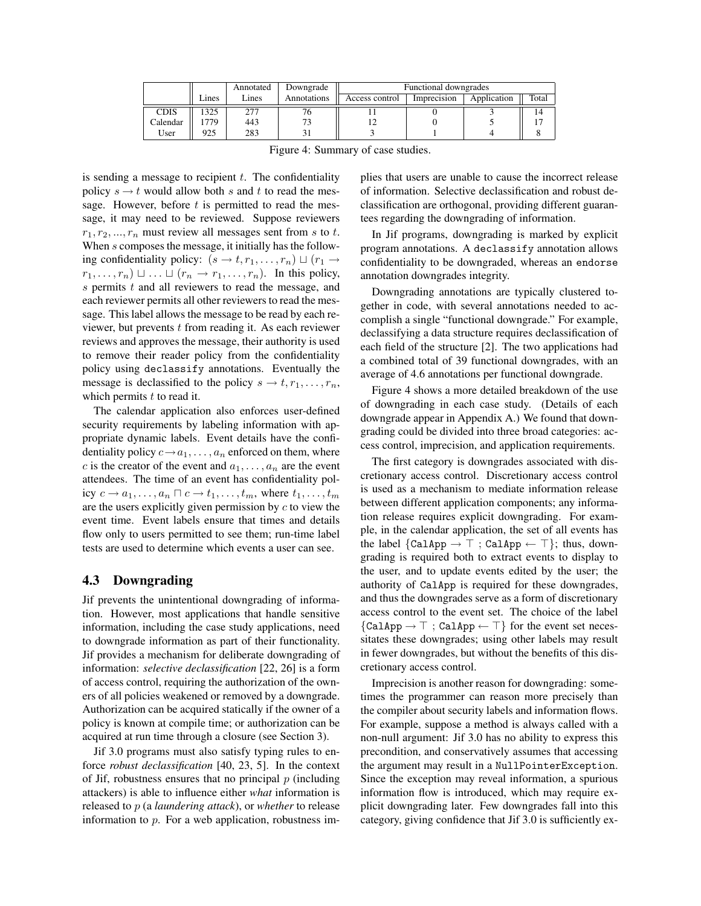| | Lines | Annotated Lines | Downgrade Annotations | Functional downgrades | | | |
|---|---|---|---|---|---|---|---|
| | | | | Access control | Imprecision | Application | Total |
| CDIS | 1325 | 277 | 76 | 11 | 0 | 3 | 14 |
| Calendar | 1779 | 443 | 73 | 12 | 0 | 5 | 17 |
| User | 925 | 283 | 31 | 3 | 1 | 4 | 8 |

Figure 4: Summary of case studies.

is sending a message to recipient $t$. The confidentiality policy $s \to t$ would allow both $s$ and $t$ to read the message. However, before $t$ is permitted to read the message, it may need to be reviewed. Suppose reviewers $r_1, r_2, ..., r_n$ must review all messages sent from $s$ to $t$. When $s$ composes the message, it initially has the following confidentiality policy: $(s \to t, r_1, \ldots, r_n) \sqcup (r_1 \to r_1, \ldots, r_n) \sqcup \ldots \sqcup (r_n \to r_1, \ldots, r_n)$. In this policy, $s$ permits $t$ and all reviewers to read the message, and each reviewer permits all other reviewers to read the message. This label allows the message to be read by each reviewer, but prevents $t$ from reading it. As each reviewer reviews and approves the message, their authority is used to remove their reader policy from the confidentiality policy using `declassify` annotations. Eventually the message is declassified to the policy $s \to t, r_1, \ldots, r_n$, which permits $t$ to read it.

The calendar application also enforces user-defined security requirements by labeling information with appropriate dynamic labels. Event details have the confidentiality policy $c \to a_1, \ldots, a_n$ enforced on them, where $c$ is the creator of the event and $a_1, \ldots, a_n$ are the event attendees. The time of an event has confidentiality policy $c \to a_1, \ldots, a_n \sqcap c \to t_1, \ldots, t_m$, where $t_1, \ldots, t_m$ are the users explicitly given permission by $c$ to view the event time. Event labels ensure that times and details flow only to users permitted to see them; run-time label tests are used to determine which events a user can see.

### 4.3 Downgrading

Jif prevents the unintentional downgrading of information. However, most applications that handle sensitive information, including the case study applications, need to downgrade information as part of their functionality. Jif provides a mechanism for deliberate downgrading of information: *selective declassification* [22, 26] is a form of access control, requiring the authorization of the owners of all policies weakened or removed by a downgrade. Authorization can be acquired statically if the owner of a policy is known at compile time; or authorization can be acquired at run time through a closure (see Section 3).

Jif 3.0 programs must also satisfy typing rules to enforce *robust declassification* [40, 23, 5]. In the context of Jif, robustness ensures that no principal $p$ (including attackers) is able to influence either *what* information is released to $p$ (a *laundering attack*), or *whether* to release information to $p$. For a web application, robustness implies that users are unable to cause the incorrect release of information. Selective declassification and robust declassification are orthogonal, providing different guarantees regarding the downgrading of information.

In Jif programs, downgrading is marked by explicit program annotations. A `declassify` annotation allows confidentiality to be downgraded, whereas an `endorse` annotation downgrades integrity.

Downgrading annotations are typically clustered together in code, with several annotations needed to accomplish a single "functional downgrade." For example, declassifying a data structure requires declassification of each field of the structure [2]. The two applications had a combined total of 39 functional downgrades, with an average of 4.6 annotations per functional downgrade.

Figure 4 shows a more detailed breakdown of the use of downgrading in each case study. (Details of each downgrade appear in Appendix A.) We found that downgrading could be divided into three broad categories: access control, imprecision, and application requirements.

The first category is downgrades associated with discretionary access control. Discretionary access control is used as a mechanism to mediate information release between different application components; any information release requires explicit downgrading. For example, in the calendar application, the set of all events has the label $\{\texttt{CalApp} \to \top \; ; \texttt{CalApp} \leftarrow \top\}$; thus, downgrading is required both to extract events to display to the user, and to update events edited by the user; the authority of `CalApp` is required for these downgrades, and thus the downgrades serve as a form of discretionary access control to the event set. The choice of the label $\{\texttt{CalApp} \to \top \; ; \texttt{CalApp} \leftarrow \top\}$ for the event set necessitates these downgrades; using other labels may result in fewer downgrades, but without the benefits of this discretionary access control.

Imprecision is another reason for downgrading: sometimes the programmer can reason more precisely than the compiler about security labels and information flows. For example, suppose a method is always called with a non-null argument: Jif 3.0 has no ability to express this precondition, and conservatively assumes that accessing the argument may result in a `NullPointerException`. Since the exception may reveal information, a spurious information flow is introduced, which may require explicit downgrading later. Few downgrades fall into this category, giving confidence that Jif 3.0 is sufficiently ex-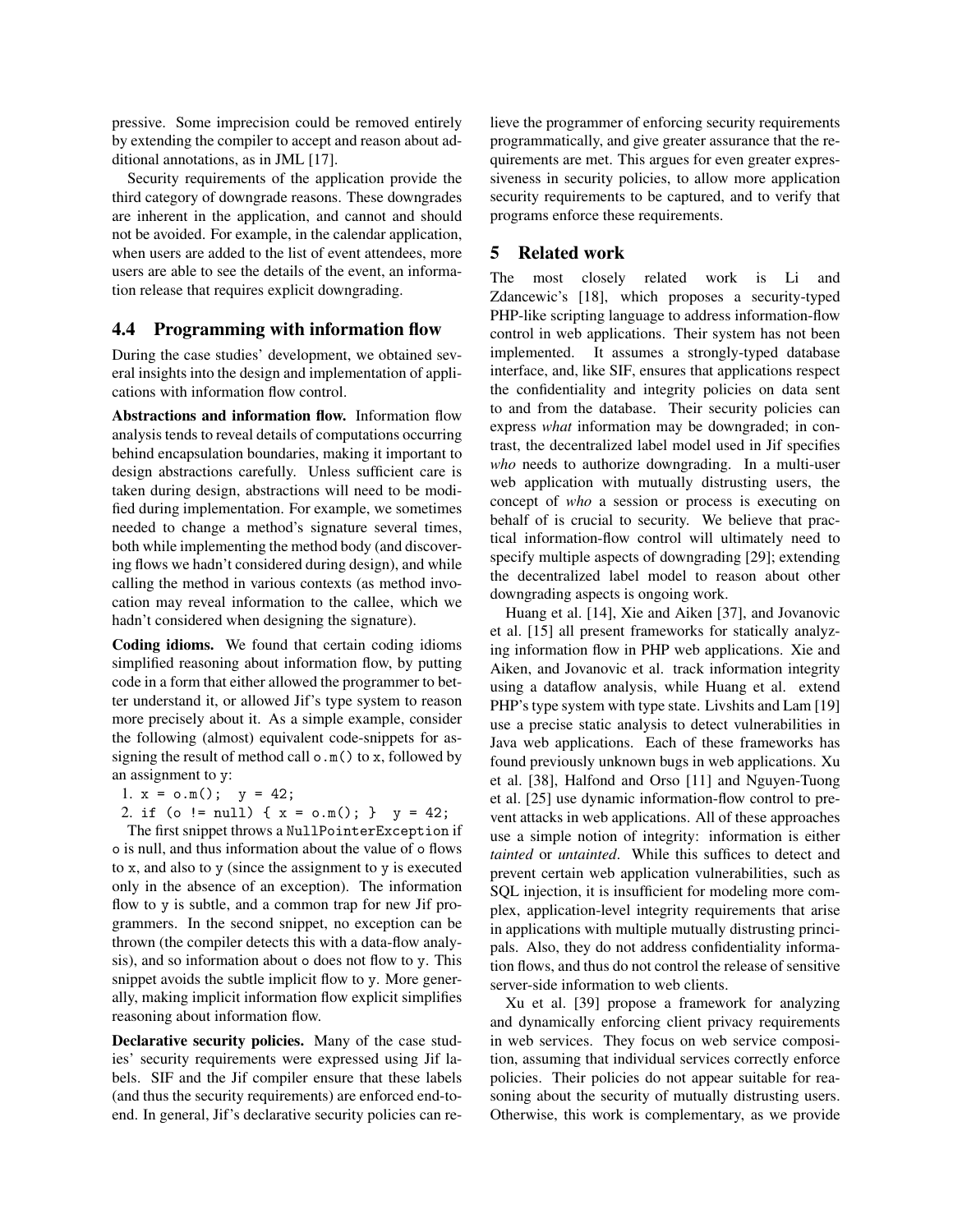pressive. Some imprecision could be removed entirely by extending the compiler to accept and reason about additional annotations, as in JML [17].

Security requirements of the application provide the third category of downgrade reasons. These downgrades are inherent in the application, and cannot and should not be avoided. For example, in the calendar application, when users are added to the list of event attendees, more users are able to see the details of the event, an information release that requires explicit downgrading.

### 4.4 Programming with information flow

During the case studies' development, we obtained several insights into the design and implementation of applications with information flow control.

**Abstractions and information flow.** Information flow analysis tends to reveal details of computations occurring behind encapsulation boundaries, making it important to design abstractions carefully. Unless sufficient care is taken during design, abstractions will need to be modified during implementation. For example, we sometimes needed to change a method's signature several times, both while implementing the method body (and discovering flows we hadn't considered during design), and while calling the method in various contexts (as method invocation may reveal information to the callee, which we hadn't considered when designing the signature).

**Coding idioms.** We found that certain coding idioms simplified reasoning about information flow, by putting code in a form that either allowed the programmer to better understand it, or allowed Jif's type system to reason more precisely about it. As a simple example, consider the following (almost) equivalent code-snippets for assigning the result of method call `o.m()` to `x`, followed by an assignment to `y`:

```
1. x = o.m();  y = 42;
2. if (o != null) { x = o.m(); }  y = 42;
```

The first snippet throws a `NullPointerException` if `o` is null, and thus information about the value of `o` flows to `x`, and also to `y` (since the assignment to `y` is executed only in the absence of an exception). The information flow to `y` is subtle, and a common trap for new Jif programmers. In the second snippet, no exception can be thrown (the compiler detects this with a data-flow analysis), and so information about `o` does not flow to `y`. This snippet avoids the subtle implicit flow to `y`. More generally, making implicit information flow explicit simplifies reasoning about information flow.

**Declarative security policies.** Many of the case studies' security requirements were expressed using Jif labels. SIF and the Jif compiler ensure that these labels (and thus the security requirements) are enforced end-to-end. In general, Jif's declarative security policies can relieve the programmer of enforcing security requirements programmatically, and give greater assurance that the requirements are met. This argues for even greater expressiveness in security policies, to allow more application security requirements to be captured, and to verify that programs enforce these requirements.

## 5 Related work

The most closely related work is Li and Zdancewic's [18], which proposes a security-typed PHP-like scripting language to address information-flow control in web applications. Their system has not been implemented. It assumes a strongly-typed database interface, and, like SIF, ensures that applications respect the confidentiality and integrity policies on data sent to and from the database. Their security policies can express *what* information may be downgraded; in contrast, the decentralized label model used in Jif specifies *who* needs to authorize downgrading. In a multi-user web application with mutually distrusting users, the concept of *who* a session or process is executing on behalf of is crucial to security. We believe that practical information-flow control will ultimately need to specify multiple aspects of downgrading [29]; extending the decentralized label model to reason about other downgrading aspects is ongoing work.

Huang et al. [14], Xie and Aiken [37], and Jovanovic et al. [15] all present frameworks for statically analyzing information flow in PHP web applications. Xie and Aiken, and Jovanovic et al. track information integrity using a dataflow analysis, while Huang et al. extend PHP's type system with type state. Livshits and Lam [19] use a precise static analysis to detect vulnerabilities in Java web applications. Each of these frameworks has found previously unknown bugs in web applications. Xu et al. [38], Halfond and Orso [11] and Nguyen-Tuong et al. [25] use dynamic information-flow control to prevent attacks in web applications. All of these approaches use a simple notion of integrity: information is either *tainted* or *untainted*. While this suffices to detect and prevent certain web application vulnerabilities, such as SQL injection, it is insufficient for modeling more complex, application-level integrity requirements that arise in applications with multiple mutually distrusting principals. Also, they do not address confidentiality information flows, and thus do not control the release of sensitive server-side information to web clients.

Xu et al. [39] propose a framework for analyzing and dynamically enforcing client privacy requirements in web services. They focus on web service composition, assuming that individual services correctly enforce policies. Their policies do not appear suitable for reasoning about the security of mutually distrusting users. Otherwise, this work is complementary, as we provide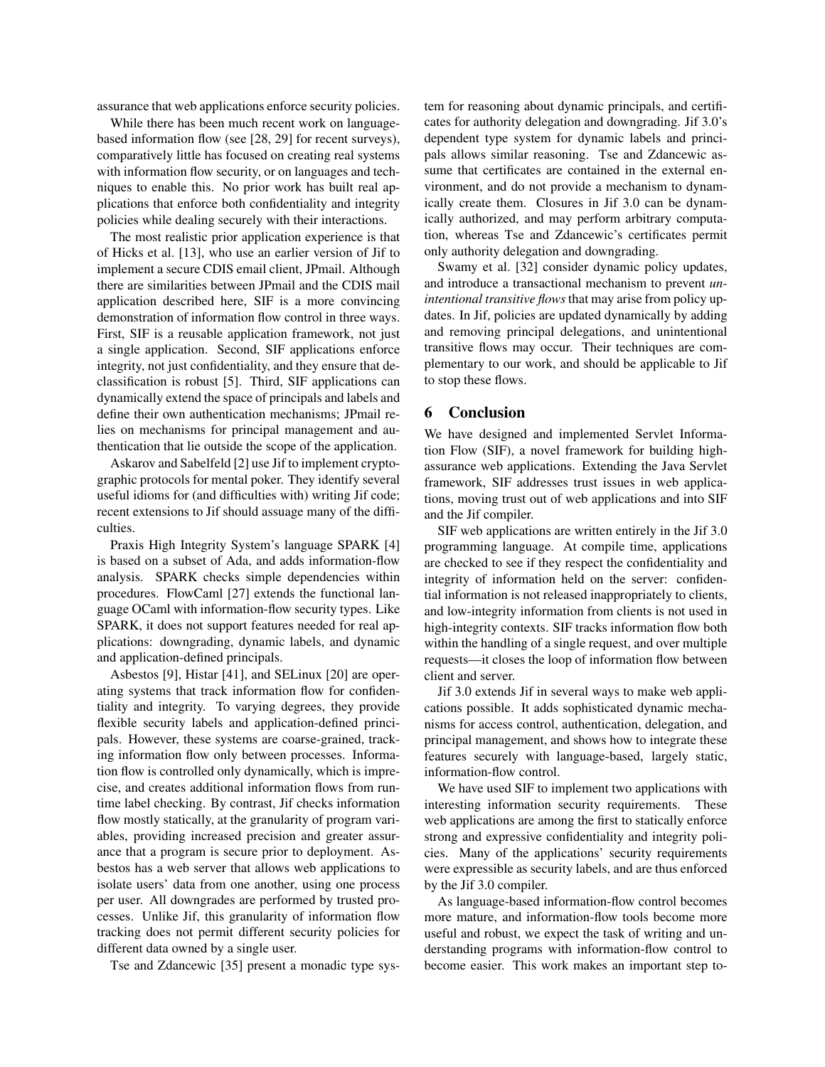assurance that web applications enforce security policies.

While there has been much recent work on language-based information flow (see [28, 29] for recent surveys), comparatively little has focused on creating real systems with information flow security, or on languages and techniques to enable this. No prior work has built real applications that enforce both confidentiality and integrity policies while dealing securely with their interactions.

The most realistic prior application experience is that of Hicks et al. [13], who use an earlier version of Jif to implement a secure CDIS email client, JPmail. Although there are similarities between JPmail and the CDIS mail application described here, SIF is a more convincing demonstration of information flow control in three ways. First, SIF is a reusable application framework, not just a single application. Second, SIF applications enforce integrity, not just confidentiality, and they ensure that declassification is robust [5]. Third, SIF applications can dynamically extend the space of principals and labels and define their own authentication mechanisms; JPmail relies on mechanisms for principal management and authentication that lie outside the scope of the application.

Askarov and Sabelfeld [2] use Jif to implement cryptographic protocols for mental poker. They identify several useful idioms for (and difficulties with) writing Jif code; recent extensions to Jif should assuage many of the difficulties.

Praxis High Integrity System's language SPARK [4] is based on a subset of Ada, and adds information-flow analysis. SPARK checks simple dependencies within procedures. FlowCaml [27] extends the functional language OCaml with information-flow security types. Like SPARK, it does not support features needed for real applications: downgrading, dynamic labels, and dynamic and application-defined principals.

Asbestos [9], Histar [41], and SELinux [20] are operating systems that track information flow for confidentiality and integrity. To varying degrees, they provide flexible security labels and application-defined principals. However, these systems are coarse-grained, tracking information flow only between processes. Information flow is controlled only dynamically, which is imprecise, and creates additional information flows from run-time label checking. By contrast, Jif checks information flow mostly statically, at the granularity of program variables, providing increased precision and greater assurance that a program is secure prior to deployment. Asbestos has a web server that allows web applications to isolate users' data from one another, using one process per user. All downgrades are performed by trusted processes. Unlike Jif, this granularity of information flow tracking does not permit different security policies for different data owned by a single user.

Tse and Zdancewic [35] present a monadic type system for reasoning about dynamic principals, and certificates for authority delegation and downgrading. Jif 3.0's dependent type system for dynamic labels and principals allows similar reasoning. Tse and Zdancewic assume that certificates are contained in the external environment, and do not provide a mechanism to dynamically create them. Closures in Jif 3.0 can be dynamically authorized, and may perform arbitrary computation, whereas Tse and Zdancewic's certificates permit only authority delegation and downgrading.

Swamy et al. [32] consider dynamic policy updates, and introduce a transactional mechanism to prevent *unintentional transitive flows* that may arise from policy updates. In Jif, policies are updated dynamically by adding and removing principal delegations, and unintentional transitive flows may occur. Their techniques are complementary to our work, and should be applicable to Jif to stop these flows.

## 6 Conclusion

We have designed and implemented Servlet Information Flow (SIF), a novel framework for building high-assurance web applications. Extending the Java Servlet framework, SIF addresses trust issues in web applications, moving trust out of web applications and into SIF and the Jif compiler.

SIF web applications are written entirely in the Jif 3.0 programming language. At compile time, applications are checked to see if they respect the confidentiality and integrity of information held on the server: confidential information is not released inappropriately to clients, and low-integrity information from clients is not used in high-integrity contexts. SIF tracks information flow both within the handling of a single request, and over multiple requests—it closes the loop of information flow between client and server.

Jif 3.0 extends Jif in several ways to make web applications possible. It adds sophisticated dynamic mechanisms for access control, authentication, delegation, and principal management, and shows how to integrate these features securely with language-based, largely static, information-flow control.

We have used SIF to implement two applications with interesting information security requirements. These web applications are among the first to statically enforce strong and expressive confidentiality and integrity policies. Many of the applications' security requirements were expressible as security labels, and are thus enforced by the Jif 3.0 compiler.

As language-based information-flow control becomes more mature, and information-flow tools become more useful and robust, we expect the task of writing and understanding programs with information-flow control to become easier. This work makes an important step to-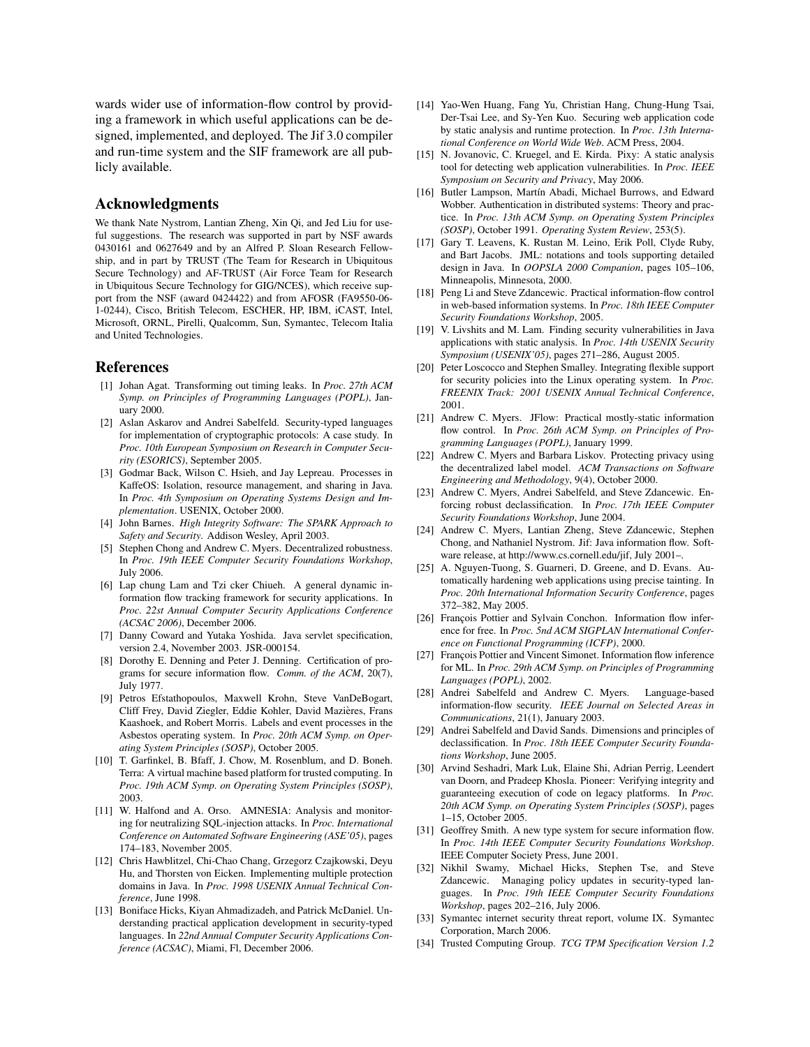wards wider use of information-flow control by providing a framework in which useful applications can be designed, implemented, and deployed. The Jif 3.0 compiler and run-time system and the SIF framework are all publicly available.

## Acknowledgments

We thank Nate Nystrom, Lantian Zheng, Xin Qi, and Jed Liu for useful suggestions. The research was supported in part by NSF awards 0430161 and 0627649 and by an Alfred P. Sloan Research Fellowship, and in part by TRUST (The Team for Research in Ubiquitous Secure Technology) and AF-TRUST (Air Force Team for Research in Ubiquitous Secure Technology for GIG/NCES), which receive support from the NSF (award 0424422) and from AFOSR (FA9550-06-1-0244), Cisco, British Telecom, ESCHER, HP, IBM, iCAST, Intel, Microsoft, ORNL, Pirelli, Qualcomm, Sun, Symantec, Telecom Italia and United Technologies.

## References

[1] Johan Agat. Transforming out timing leaks. In *Proc. 27th ACM Symp. on Principles of Programming Languages (POPL)*, January 2000.

[2] Aslan Askarov and Andrei Sabelfeld. Security-typed languages for implementation of cryptographic protocols: A case study. In *Proc. 10th European Symposium on Research in Computer Security (ESORICS)*, September 2005.

[3] Godmar Back, Wilson C. Hsieh, and Jay Lepreau. Processes in KaffeOS: Isolation, resource management, and sharing in Java. In *Proc. 4th Symposium on Operating Systems Design and Implementation*. USENIX, October 2000.

[4] John Barnes. *High Integrity Software: The SPARK Approach to Safety and Security*. Addison Wesley, April 2003.

[5] Stephen Chong and Andrew C. Myers. Decentralized robustness. In *Proc. 19th IEEE Computer Security Foundations Workshop*, July 2006.

[6] Lap chung Lam and Tzi cker Chiueh. A general dynamic information flow tracking framework for security applications. In *Proc. 22st Annual Computer Security Applications Conference (ACSAC 2006)*, December 2006.

[7] Danny Coward and Yutaka Yoshida. Java servlet specification, version 2.4, November 2003. JSR-000154.

[8] Dorothy E. Denning and Peter J. Denning. Certification of programs for secure information flow. *Comm. of the ACM*, 20(7), July 1977.

[9] Petros Efstathopoulos, Maxwell Krohn, Steve VanDeBogart, Cliff Frey, David Ziegler, Eddie Kohler, David Mazières, Frans Kaashoek, and Robert Morris. Labels and event processes in the Asbestos operating system. In *Proc. 20th ACM Symp. on Operating System Principles (SOSP)*, October 2005.

[10] T. Garfinkel, B. Bfaff, J. Chow, M. Rosenblum, and D. Boneh. Terra: A virtual machine based platform for trusted computing. In *Proc. 19th ACM Symp. on Operating System Principles (SOSP)*, 2003.

[11] W. Halfond and A. Orso. AMNESIA: Analysis and monitoring for neutralizing SQL-injection attacks. In *Proc. International Conference on Automated Software Engineering (ASE'05)*, pages 174–183, November 2005.

[12] Chris Hawblitzel, Chi-Chao Chang, Grzegorz Czajkowski, Deyu Hu, and Thorsten von Eicken. Implementing multiple protection domains in Java. In *Proc. 1998 USENIX Annual Technical Conference*, June 1998.

[13] Boniface Hicks, Kiyan Ahmadizadeh, and Patrick McDaniel. Understanding practical application development in security-typed languages. In *22nd Annual Computer Security Applications Conference (ACSAC)*, Miami, Fl, December 2006.

[14] Yao-Wen Huang, Fang Yu, Christian Hang, Chung-Hung Tsai, Der-Tsai Lee, and Sy-Yen Kuo. Securing web application code by static analysis and runtime protection. In *Proc. 13th International Conference on World Wide Web*. ACM Press, 2004.

[15] N. Jovanovic, C. Kruegel, and E. Kirda. Pixy: A static analysis tool for detecting web application vulnerabilities. In *Proc. IEEE Symposium on Security and Privacy*, May 2006.

[16] Butler Lampson, Martín Abadi, Michael Burrows, and Edward Wobber. Authentication in distributed systems: Theory and practice. In *Proc. 13th ACM Symp. on Operating System Principles (SOSP)*, October 1991. *Operating System Review*, 253(5).

[17] Gary T. Leavens, K. Rustan M. Leino, Erik Poll, Clyde Ruby, and Bart Jacobs. JML: notations and tools supporting detailed design in Java. In *OOPSLA 2000 Companion*, pages 105–106, Minneapolis, Minnesota, 2000.

[18] Peng Li and Steve Zdancewic. Practical information-flow control in web-based information systems. In *Proc. 18th IEEE Computer Security Foundations Workshop*, 2005.

[19] V. Livshits and M. Lam. Finding security vulnerabilities in Java applications with static analysis. In *Proc. 14th USENIX Security Symposium (USENIX'05)*, pages 271–286, August 2005.

[20] Peter Loscocco and Stephen Smalley. Integrating flexible support for security policies into the Linux operating system. In *Proc. FREENIX Track: 2001 USENIX Annual Technical Conference*, 2001.

[21] Andrew C. Myers. JFlow: Practical mostly-static information flow control. In *Proc. 26th ACM Symp. on Principles of Programming Languages (POPL)*, January 1999.

[22] Andrew C. Myers and Barbara Liskov. Protecting privacy using the decentralized label model. *ACM Transactions on Software Engineering and Methodology*, 9(4), October 2000.

[23] Andrew C. Myers, Andrei Sabelfeld, and Steve Zdancewic. Enforcing robust declassification. In *Proc. 17th IEEE Computer Security Foundations Workshop*, June 2004.

[24] Andrew C. Myers, Lantian Zheng, Steve Zdancewic, Stephen Chong, and Nathaniel Nystrom. Jif: Java information flow. Software release, at http://www.cs.cornell.edu/jif, July 2001–.

[25] A. Nguyen-Tuong, S. Guarneri, D. Greene, and D. Evans. Automatically hardening web applications using precise tainting. In *Proc. 20th International Information Security Conference*, pages 372–382, May 2005.

[26] François Pottier and Sylvain Conchon. Information flow inference for free. In *Proc. 5nd ACM SIGPLAN International Conference on Functional Programming (ICFP)*, 2000.

[27] François Pottier and Vincent Simonet. Information flow inference for ML. In *Proc. 29th ACM Symp. on Principles of Programming Languages (POPL)*, 2002.

[28] Andrei Sabelfeld and Andrew C. Myers. Language-based information-flow security. *IEEE Journal on Selected Areas in Communications*, 21(1), January 2003.

[29] Andrei Sabelfeld and David Sands. Dimensions and principles of declassification. In *Proc. 18th IEEE Computer Security Foundations Workshop*, June 2005.

[30] Arvind Seshadri, Mark Luk, Elaine Shi, Adrian Perrig, Leendert van Doorn, and Pradeep Khosla. Pioneer: Verifying integrity and guaranteeing execution of code on legacy platforms. In *Proc. 20th ACM Symp. on Operating System Principles (SOSP)*, pages 1–15, October 2005.

[31] Geoffrey Smith. A new type system for secure information flow. In *Proc. 14th IEEE Computer Security Foundations Workshop*. IEEE Computer Society Press, June 2001.

[32] Nikhil Swamy, Michael Hicks, Stephen Tse, and Steve Zdancewic. Managing policy updates in security-typed languages. In *Proc. 19th IEEE Computer Security Foundations Workshop*, pages 202–216, July 2006.

[33] Symantec internet security threat report, volume IX. Symantec Corporation, March 2006.

[34] Trusted Computing Group. *TCG TPM Specification Version 1.2*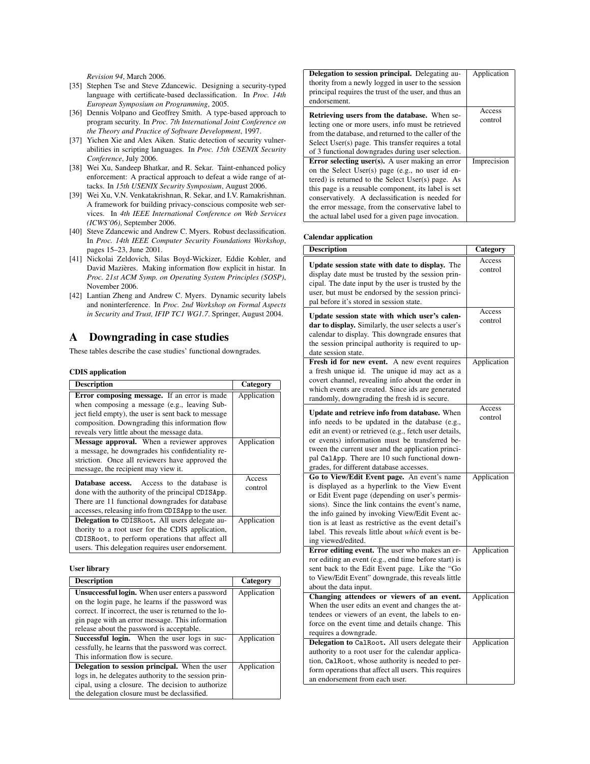*Revision 94*, March 2006.

[35] Stephen Tse and Steve Zdancewic. Designing a security-typed language with certificate-based declassification. In *Proc. 14th European Symposium on Programming*, 2005.

[36] Dennis Volpano and Geoffrey Smith. A type-based approach to program security. In *Proc. 7th International Joint Conference on the Theory and Practice of Software Development*, 1997.

[37] Yichen Xie and Alex Aiken. Static detection of security vulnerabilities in scripting languages. In *Proc. 15th USENIX Security Conference*, July 2006.

[38] Wei Xu, Sandeep Bhatkar, and R. Sekar. Taint-enhanced policy enforcement: A practical approach to defeat a wide range of attacks. In *15th USENIX Security Symposium*, August 2006.

[39] Wei Xu, V.N. Venkatakrishnan, R. Sekar, and I.V. Ramakrishnan. A framework for building privacy-conscious composite web services. In *4th IEEE International Conference on Web Services (ICWS'06)*, September 2006.

[40] Steve Zdancewic and Andrew C. Myers. Robust declassification. In *Proc. 14th IEEE Computer Security Foundations Workshop*, pages 15–23, June 2001.

[41] Nickolai Zeldovich, Silas Boyd-Wickizer, Eddie Kohler, and David Mazières. Making information flow explicit in histar. In *Proc. 21st ACM Symp. on Operating System Principles (SOSP)*, November 2006.

[42] Lantian Zheng and Andrew C. Myers. Dynamic security labels and noninterference. In *Proc. 2nd Workshop on Formal Aspects in Security and Trust, IFIP TC1 WG1.7*. Springer, August 2004.

# A Downgrading in case studies

These tables describe the case studies' functional downgrades.

**CDIS application**

| Description | Category |
|---|---|
| **Error composing message.** If an error is made when composing a message (e.g., leaving Subject field empty), the user is sent back to message composition. Downgrading this information flow reveals very little about the message data. | Application |
| **Message approval.** When a reviewer approves a message, he downgrades his confidentiality restriction. Once all reviewers have approved the message, the recipient may view it. | Application |
| **Database access.** Access to the database is done with the authority of the principal `CDISApp`. There are 11 functional downgrades for database accesses, releasing info from `CDISApp` to the user. | Access control |
| **Delegation to `CDISRoot`.** All users delegate authority to a root user for the CDIS application, `CDISRoot`, to perform operations that affect all users. This delegation requires user endorsement. | Application |

**User library**

| Description | Category |
|---|---|
| **Unsuccessful login.** When user enters a password on the login page, he learns if the password was correct. If incorrect, the user is returned to the login page with an error message. This information release about the password is acceptable. | Application |
| **Successful login.** When the user logs in successfully, he learns that the password was correct. This information flow is secure. | Application |
| **Delegation to session principal.** When the user logs in, he delegates authority to the session principal, using a closure. The decision to authorize the delegation closure must be declassified. | Application |
| **Delegation to session principal.** Delegating authority from a newly logged in user to the session principal requires the trust of the user, and thus an endorsement. | Application |
| **Retrieving users from the database.** When selecting one or more users, info must be retrieved from the database, and returned to the caller of the Select User(s) page. This transfer requires a total of 3 functional downgrades during user selection. | Access control |
| **Error selecting user(s).** A user making an error on the Select User(s) page (e.g., no user id entered) is returned to the Select User(s) page. As this page is a reusable component, its label is set conservatively. A declassification is needed for the error message, from the conservative label to the actual label used for a given page invocation. | Imprecision |

**Calendar application**

| Description | Category |
|---|---|
| **Update session state with date to display.** The display date must be trusted by the session principal. The date input by the user is trusted by the user, but must be endorsed by the session principal before it's stored in session state. | Access control |
| **Update session state with which user's calendar to display.** Similarly, the user selects a user's calendar to display. This downgrade ensures that the session principal authority is required to update session state. | Access control |
| **Fresh id for new event.** A new event requires a fresh unique id. The unique id may act as a covert channel, revealing info about the order in which events are created. Since ids are generated randomly, downgrading the fresh id is secure. | Application |
| **Update and retrieve info from database.** When info needs to be updated in the database (e.g., edit an event) or retrieved (e.g., fetch user details, or events) information must be transferred between the current user and the application principal `CalApp`. There are 10 such functional downgrades, for different database accesses. | Access control |
| **Go to View/Edit Event page.** An event's name is displayed as a hyperlink to the View Event or Edit Event page (depending on user's permissions). Since the link contains the event's name, the info gained by invoking View/Edit Event action is at least as restrictive as the event detail's label. This reveals little about *which* event is being viewed/edited. | Application |
| **Error editing event.** The user who makes an error editing an event (e.g., end time before start) is sent back to the Edit Event page. Like the "Go to View/Edit Event" downgrade, this reveals little about the data input. | Application |
| **Changing attendees or viewers of an event.** When the user edits an event and changes the attendees or viewers of an event, the labels to enforce on the event time and details change. This requires a downgrade. | Application |
| **Delegation to `CalRoot`.** All users delegate their authority to a root user for the calendar application, `CalRoot`, whose authority is needed to perform operations that affect all users. This requires an endorsement from each user. | Application |